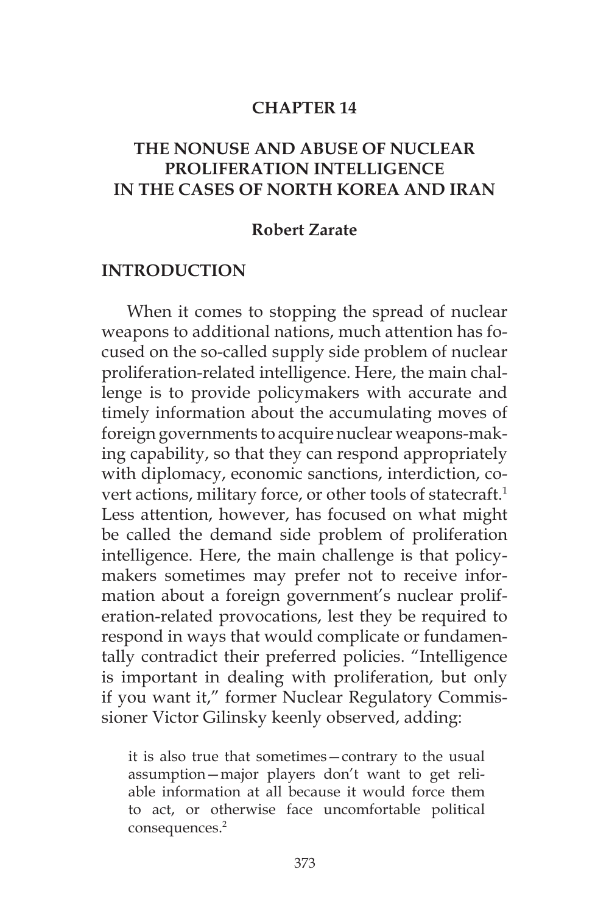# CHAPTER 14

# THE NONUSE AND ABUSE OF NUCLEAR PROLIFERATION INTELLIGENCE IN THE CASES OF NORTH KOREA AND IRAN

**Robert Zarate**

## INTRODUCTION

When it comes to stopping the spread of nuclear weapons to additional nations, much attention has focused on the so-called supply side problem of nuclear proliferation-related intelligence. Here, the main challenge is to provide policymakers with accurate and timely information about the accumulating moves of foreign governments to acquire nuclear weapons-making capability, so that they can respond appropriately with diplomacy, economic sanctions, interdiction, covert actions, military force, or other tools of statecraft.[1] Less attention, however, has focused on what might be called the demand side problem of proliferation intelligence. Here, the main challenge is that policymakers sometimes may prefer not to receive information about a foreign government's nuclear proliferation-related provocations, lest they be required to respond in ways that would complicate or fundamentally contradict their preferred policies. "Intelligence is important in dealing with proliferation, but only if you want it," former Nuclear Regulatory Commissioner Victor Gilinsky keenly observed, adding:

> it is also true that sometimes—contrary to the usual assumption—major players don't want to get reliable information at all because it would force them to act, or otherwise face uncomfortable political consequences.[2]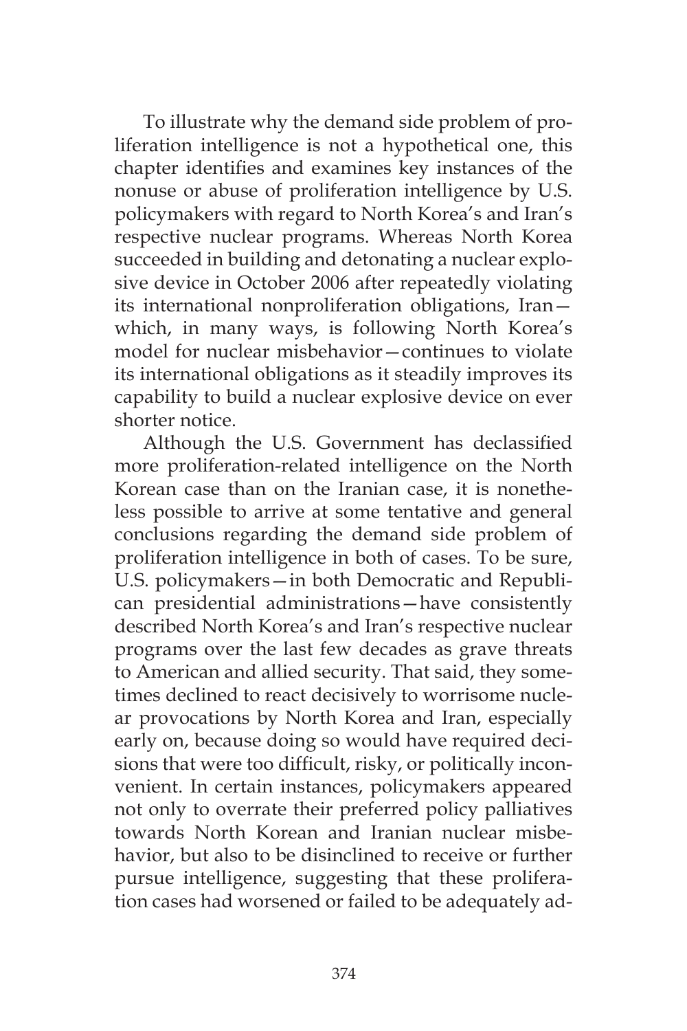To illustrate why the demand side problem of proliferation intelligence is not a hypothetical one, this chapter identifies and examines key instances of the nonuse or abuse of proliferation intelligence by U.S. policymakers with regard to North Korea's and Iran's respective nuclear programs. Whereas North Korea succeeded in building and detonating a nuclear explosive device in October 2006 after repeatedly violating its international nonproliferation obligations, Iran—which, in many ways, is following North Korea's model for nuclear misbehavior—continues to violate its international obligations as it steadily improves its capability to build a nuclear explosive device on ever shorter notice.

Although the U.S. Government has declassified more proliferation-related intelligence on the North Korean case than on the Iranian case, it is nonetheless possible to arrive at some tentative and general conclusions regarding the demand side problem of proliferation intelligence in both of cases. To be sure, U.S. policymakers—in both Democratic and Republican presidential administrations—have consistently described North Korea's and Iran's respective nuclear programs over the last few decades as grave threats to American and allied security. That said, they sometimes declined to react decisively to worrisome nuclear provocations by North Korea and Iran, especially early on, because doing so would have required decisions that were too difficult, risky, or politically inconvenient. In certain instances, policymakers appeared not only to overrate their preferred policy palliatives towards North Korean and Iranian nuclear misbehavior, but also to be disinclined to receive or further pursue intelligence, suggesting that these proliferation cases had worsened or failed to be adequately ad-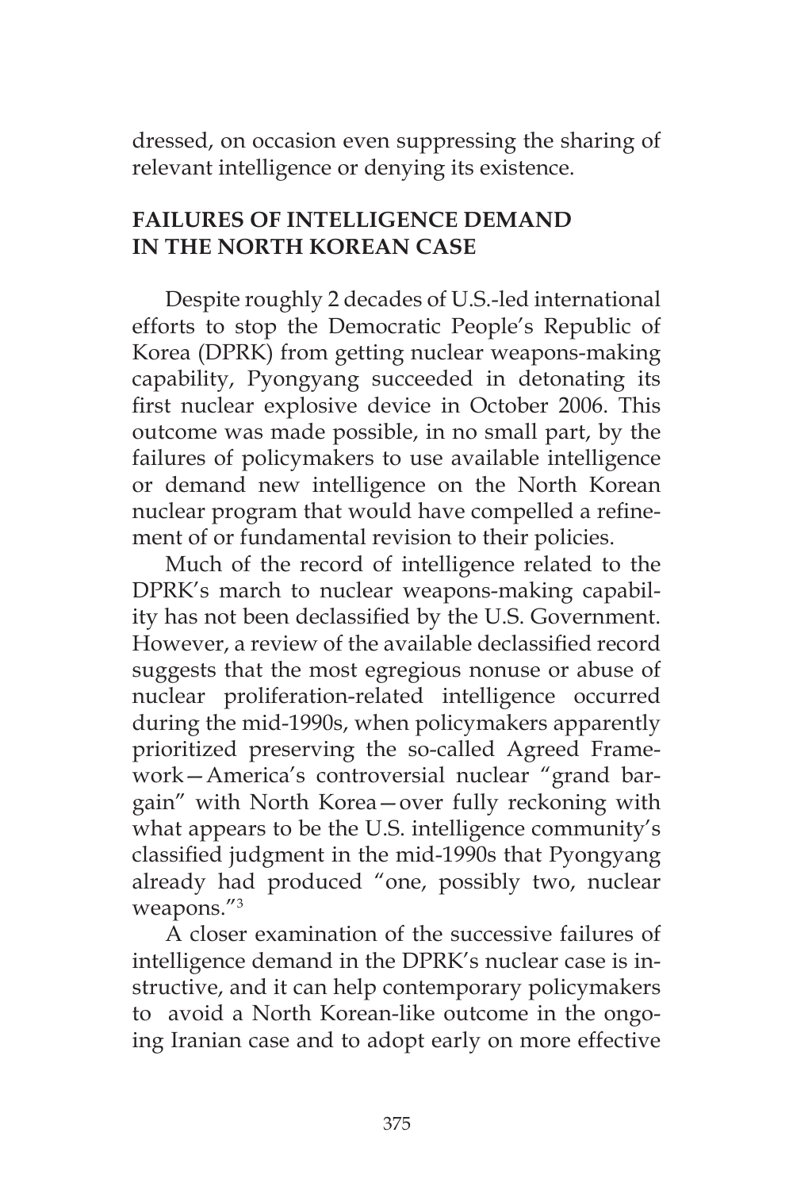dressed, on occasion even suppressing the sharing of relevant intelligence or denying its existence.

## FAILURES OF INTELLIGENCE DEMAND IN THE NORTH KOREAN CASE

Despite roughly 2 decades of U.S.-led international efforts to stop the Democratic People's Republic of Korea (DPRK) from getting nuclear weapons-making capability, Pyongyang succeeded in detonating its first nuclear explosive device in October 2006. This outcome was made possible, in no small part, by the failures of policymakers to use available intelligence or demand new intelligence on the North Korean nuclear program that would have compelled a refinement of or fundamental revision to their policies.

Much of the record of intelligence related to the DPRK's march to nuclear weapons-making capability has not been declassified by the U.S. Government. However, a review of the available declassified record suggests that the most egregious nonuse or abuse of nuclear proliferation-related intelligence occurred during the mid-1990s, when policymakers apparently prioritized preserving the so-called Agreed Framework—America's controversial nuclear "grand bargain" with North Korea—over fully reckoning with what appears to be the U.S. intelligence community's classified judgment in the mid-1990s that Pyongyang already had produced "one, possibly two, nuclear weapons."[3]

A closer examination of the successive failures of intelligence demand in the DPRK's nuclear case is instructive, and it can help contemporary policymakers to avoid a North Korean-like outcome in the ongoing Iranian case and to adopt early on more effective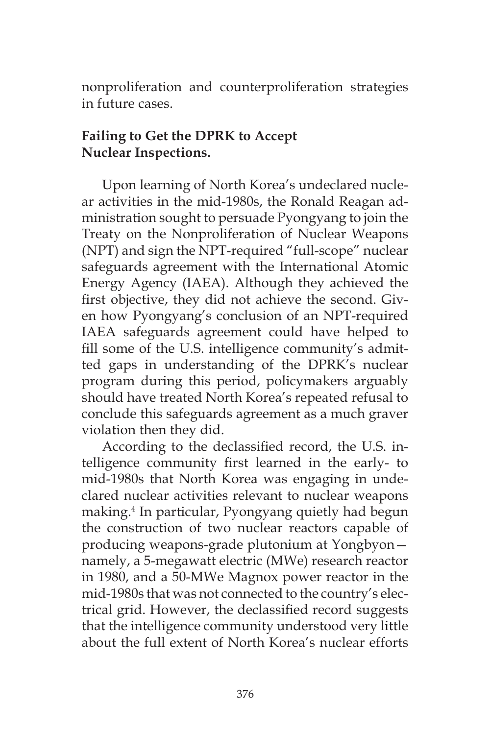nonproliferation and counterproliferation strategies in future cases.

### Failing to Get the DPRK to Accept Nuclear Inspections.

Upon learning of North Korea's undeclared nuclear activities in the mid-1980s, the Ronald Reagan administration sought to persuade Pyongyang to join the Treaty on the Nonproliferation of Nuclear Weapons (NPT) and sign the NPT-required "full-scope" nuclear safeguards agreement with the International Atomic Energy Agency (IAEA). Although they achieved the first objective, they did not achieve the second. Given how Pyongyang's conclusion of an NPT-required IAEA safeguards agreement could have helped to fill some of the U.S. intelligence community's admitted gaps in understanding of the DPRK's nuclear program during this period, policymakers arguably should have treated North Korea's repeated refusal to conclude this safeguards agreement as a much graver violation then they did.

According to the declassified record, the U.S. intelligence community first learned in the early- to mid-1980s that North Korea was engaging in undeclared nuclear activities relevant to nuclear weapons making.[4] In particular, Pyongyang quietly had begun the construction of two nuclear reactors capable of producing weapons-grade plutonium at Yongbyon—namely, a 5-megawatt electric (MWe) research reactor in 1980, and a 50-MWe Magnox power reactor in the mid-1980s that was not connected to the country's electrical grid. However, the declassified record suggests that the intelligence community understood very little about the full extent of North Korea's nuclear efforts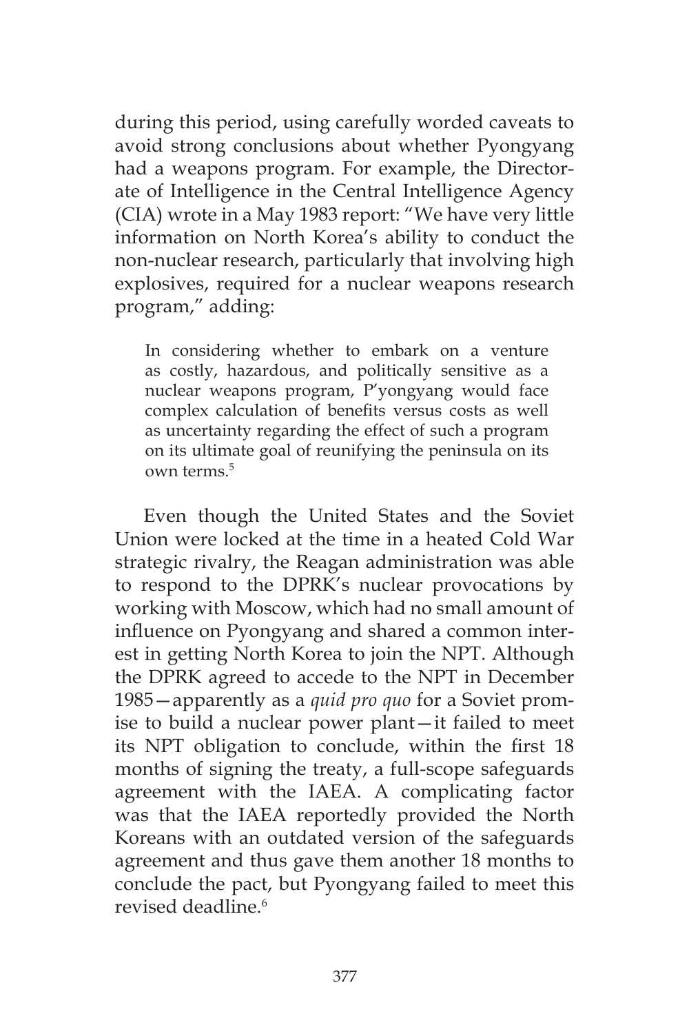during this period, using carefully worded caveats to avoid strong conclusions about whether Pyongyang had a weapons program. For example, the Directorate of Intelligence in the Central Intelligence Agency (CIA) wrote in a May 1983 report: "We have very little information on North Korea's ability to conduct the non-nuclear research, particularly that involving high explosives, required for a nuclear weapons research program," adding:

> In considering whether to embark on a venture as costly, hazardous, and politically sensitive as a nuclear weapons program, P'yongyang would face complex calculation of benefits versus costs as well as uncertainty regarding the effect of such a program on its ultimate goal of reunifying the peninsula on its own terms.[5]

Even though the United States and the Soviet Union were locked at the time in a heated Cold War strategic rivalry, the Reagan administration was able to respond to the DPRK's nuclear provocations by working with Moscow, which had no small amount of influence on Pyongyang and shared a common interest in getting North Korea to join the NPT. Although the DPRK agreed to accede to the NPT in December 1985—apparently as a *quid pro quo* for a Soviet promise to build a nuclear power plant—it failed to meet its NPT obligation to conclude, within the first 18 months of signing the treaty, a full-scope safeguards agreement with the IAEA. A complicating factor was that the IAEA reportedly provided the North Koreans with an outdated version of the safeguards agreement and thus gave them another 18 months to conclude the pact, but Pyongyang failed to meet this revised deadline.[6]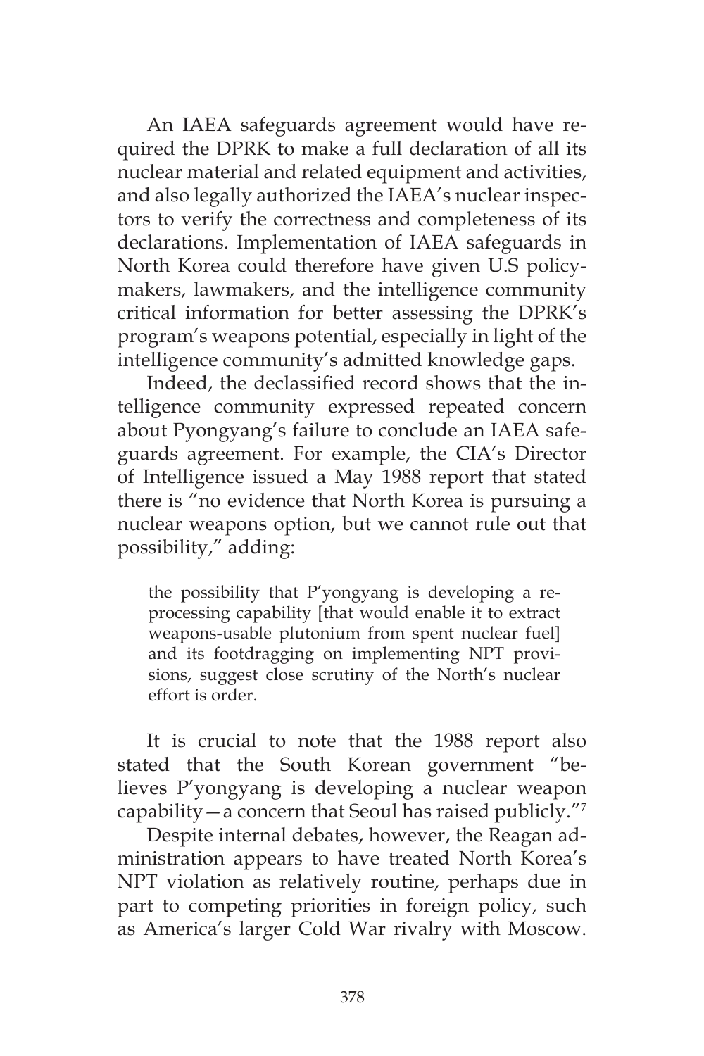An IAEA safeguards agreement would have required the DPRK to make a full declaration of all its nuclear material and related equipment and activities, and also legally authorized the IAEA's nuclear inspectors to verify the correctness and completeness of its declarations. Implementation of IAEA safeguards in North Korea could therefore have given U.S policymakers, lawmakers, and the intelligence community critical information for better assessing the DPRK's program's weapons potential, especially in light of the intelligence community's admitted knowledge gaps.

Indeed, the declassified record shows that the intelligence community expressed repeated concern about Pyongyang's failure to conclude an IAEA safeguards agreement. For example, the CIA's Director of Intelligence issued a May 1988 report that stated there is "no evidence that North Korea is pursuing a nuclear weapons option, but we cannot rule out that possibility," adding:

> the possibility that P'yongyang is developing a reprocessing capability [that would enable it to extract weapons-usable plutonium from spent nuclear fuel] and its footdragging on implementing NPT provisions, suggest close scrutiny of the North's nuclear effort is order.

It is crucial to note that the 1988 report also stated that the South Korean government "believes P'yongyang is developing a nuclear weapon capability—a concern that Seoul has raised publicly."[7]

Despite internal debates, however, the Reagan administration appears to have treated North Korea's NPT violation as relatively routine, perhaps due in part to competing priorities in foreign policy, such as America's larger Cold War rivalry with Moscow.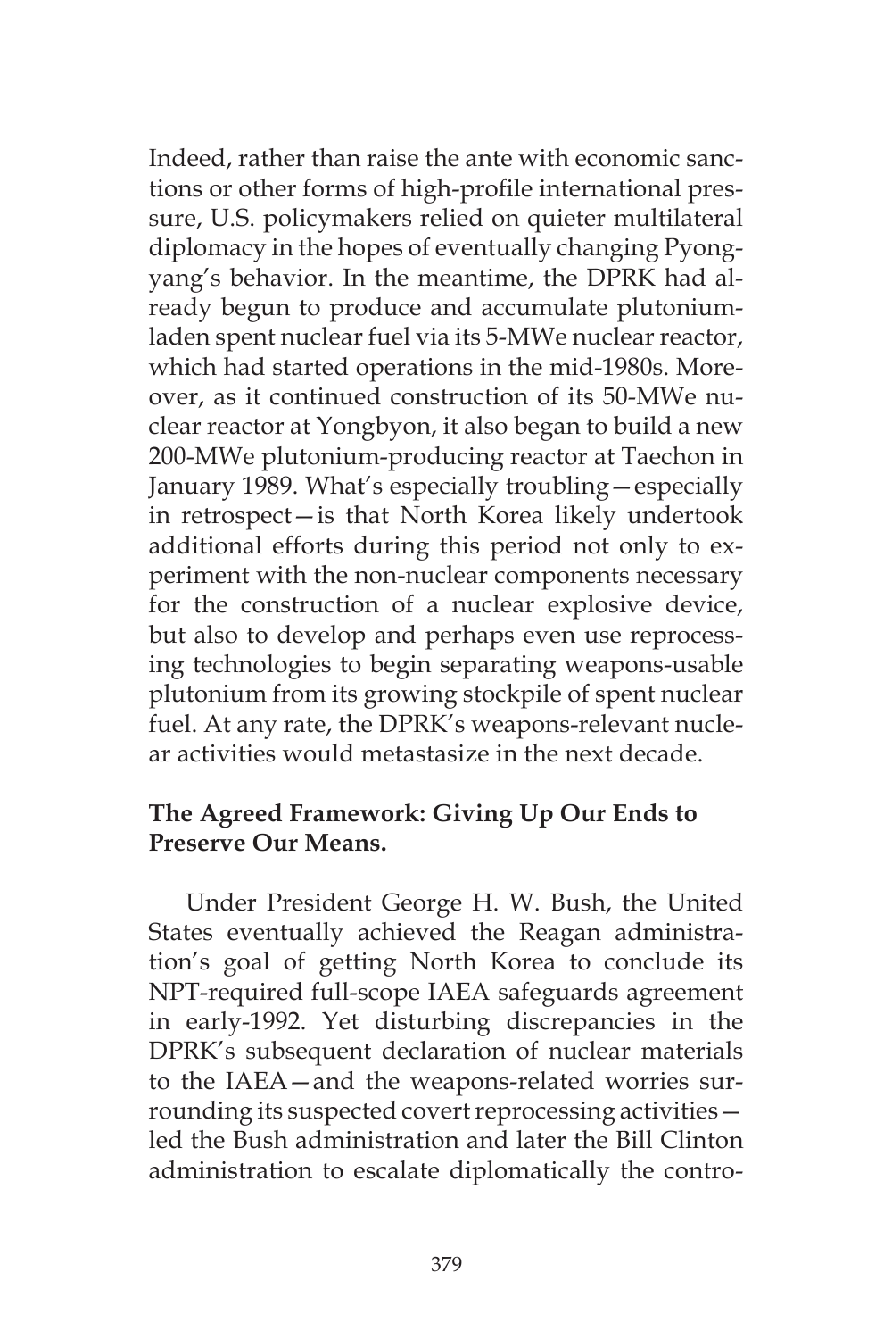Indeed, rather than raise the ante with economic sanctions or other forms of high-profile international pressure, U.S. policymakers relied on quieter multilateral diplomacy in the hopes of eventually changing Pyongyang's behavior. In the meantime, the DPRK had already begun to produce and accumulate plutonium-laden spent nuclear fuel via its 5-MWe nuclear reactor, which had started operations in the mid-1980s. Moreover, as it continued construction of its 50-MWe nuclear reactor at Yongbyon, it also began to build a new 200-MWe plutonium-producing reactor at Taechon in January 1989. What's especially troubling—especially in retrospect—is that North Korea likely undertook additional efforts during this period not only to experiment with the non-nuclear components necessary for the construction of a nuclear explosive device, but also to develop and perhaps even use reprocessing technologies to begin separating weapons-usable plutonium from its growing stockpile of spent nuclear fuel. At any rate, the DPRK's weapons-relevant nuclear activities would metastasize in the next decade.

### The Agreed Framework: Giving Up Our Ends to Preserve Our Means.

Under President George H. W. Bush, the United States eventually achieved the Reagan administration's goal of getting North Korea to conclude its NPT-required full-scope IAEA safeguards agreement in early-1992. Yet disturbing discrepancies in the DPRK's subsequent declaration of nuclear materials to the IAEA—and the weapons-related worries surrounding its suspected covert reprocessing activities—led the Bush administration and later the Bill Clinton administration to escalate diplomatically the contro-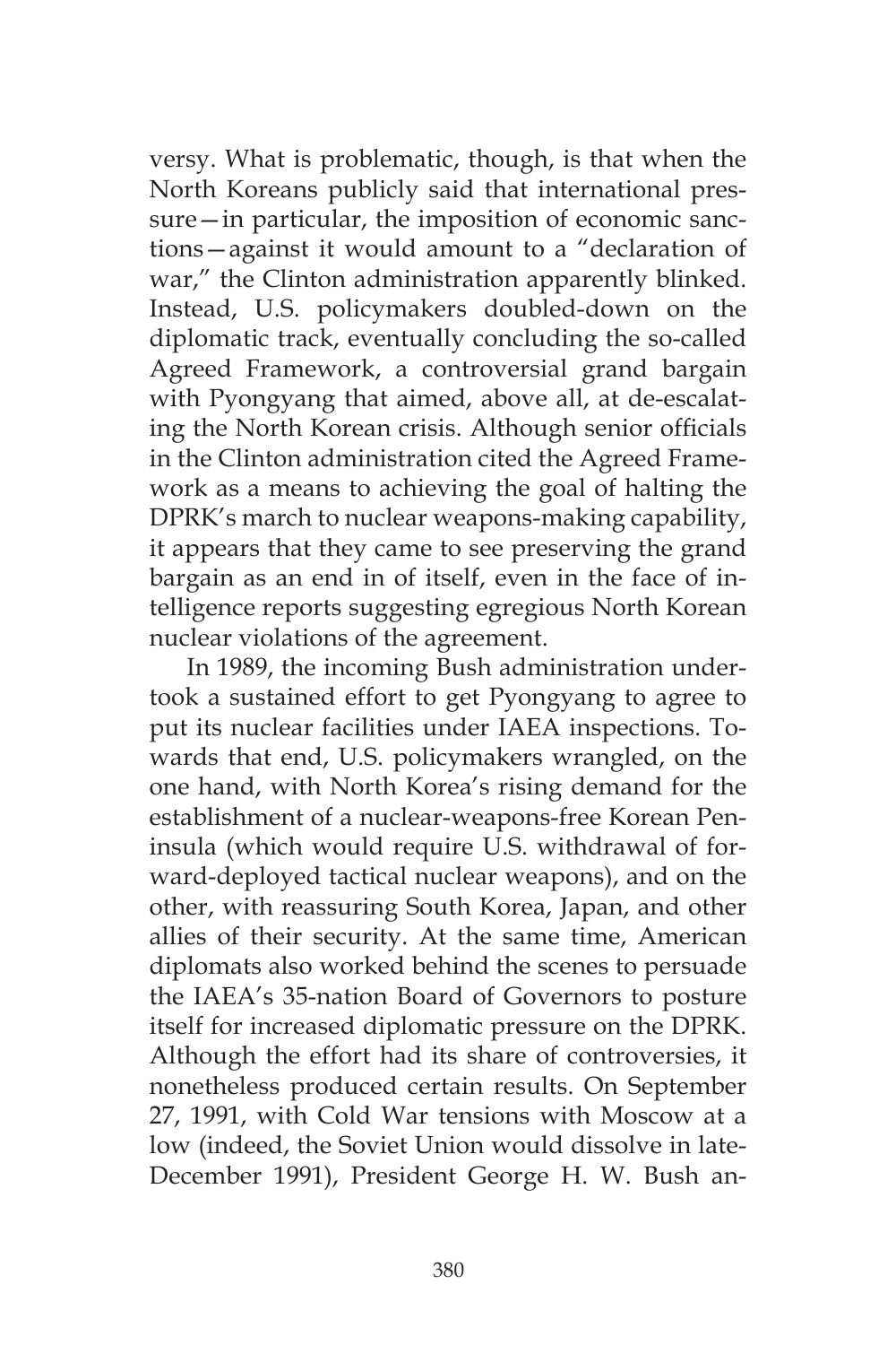versy. What is problematic, though, is that when the North Koreans publicly said that international pressure—in particular, the imposition of economic sanctions—against it would amount to a "declaration of war," the Clinton administration apparently blinked. Instead, U.S. policymakers doubled-down on the diplomatic track, eventually concluding the so-called Agreed Framework, a controversial grand bargain with Pyongyang that aimed, above all, at de-escalating the North Korean crisis. Although senior officials in the Clinton administration cited the Agreed Framework as a means to achieving the goal of halting the DPRK's march to nuclear weapons-making capability, it appears that they came to see preserving the grand bargain as an end in of itself, even in the face of intelligence reports suggesting egregious North Korean nuclear violations of the agreement.

In 1989, the incoming Bush administration undertook a sustained effort to get Pyongyang to agree to put its nuclear facilities under IAEA inspections. Towards that end, U.S. policymakers wrangled, on the one hand, with North Korea's rising demand for the establishment of a nuclear-weapons-free Korean Peninsula (which would require U.S. withdrawal of forward-deployed tactical nuclear weapons), and on the other, with reassuring South Korea, Japan, and other allies of their security. At the same time, American diplomats also worked behind the scenes to persuade the IAEA's 35-nation Board of Governors to posture itself for increased diplomatic pressure on the DPRK. Although the effort had its share of controversies, it nonetheless produced certain results. On September 27, 1991, with Cold War tensions with Moscow at a low (indeed, the Soviet Union would dissolve in late-December 1991), President George H. W. Bush an-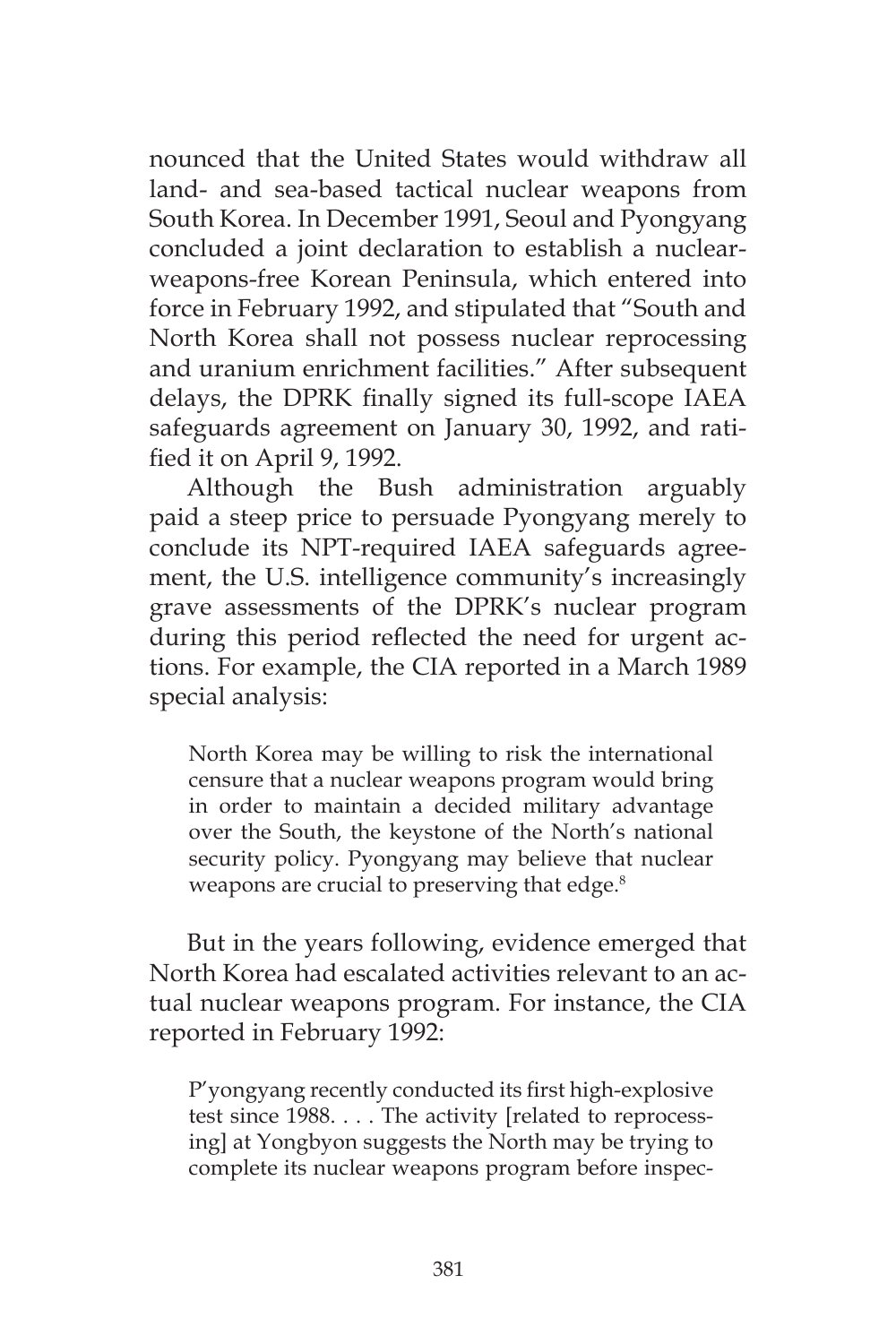nounced that the United States would withdraw all land- and sea-based tactical nuclear weapons from South Korea. In December 1991, Seoul and Pyongyang concluded a joint declaration to establish a nuclear-weapons-free Korean Peninsula, which entered into force in February 1992, and stipulated that "South and North Korea shall not possess nuclear reprocessing and uranium enrichment facilities." After subsequent delays, the DPRK finally signed its full-scope IAEA safeguards agreement on January 30, 1992, and ratified it on April 9, 1992.

Although the Bush administration arguably paid a steep price to persuade Pyongyang merely to conclude its NPT-required IAEA safeguards agreement, the U.S. intelligence community's increasingly grave assessments of the DPRK's nuclear program during this period reflected the need for urgent actions. For example, the CIA reported in a March 1989 special analysis:

> North Korea may be willing to risk the international censure that a nuclear weapons program would bring in order to maintain a decided military advantage over the South, the keystone of the North's national security policy. Pyongyang may believe that nuclear weapons are crucial to preserving that edge.[8]

But in the years following, evidence emerged that North Korea had escalated activities relevant to an actual nuclear weapons program. For instance, the CIA reported in February 1992:

> P'yongyang recently conducted its first high-explosive test since 1988. . . . The activity [related to reprocessing] at Yongbyon suggests the North may be trying to complete its nuclear weapons program before inspec-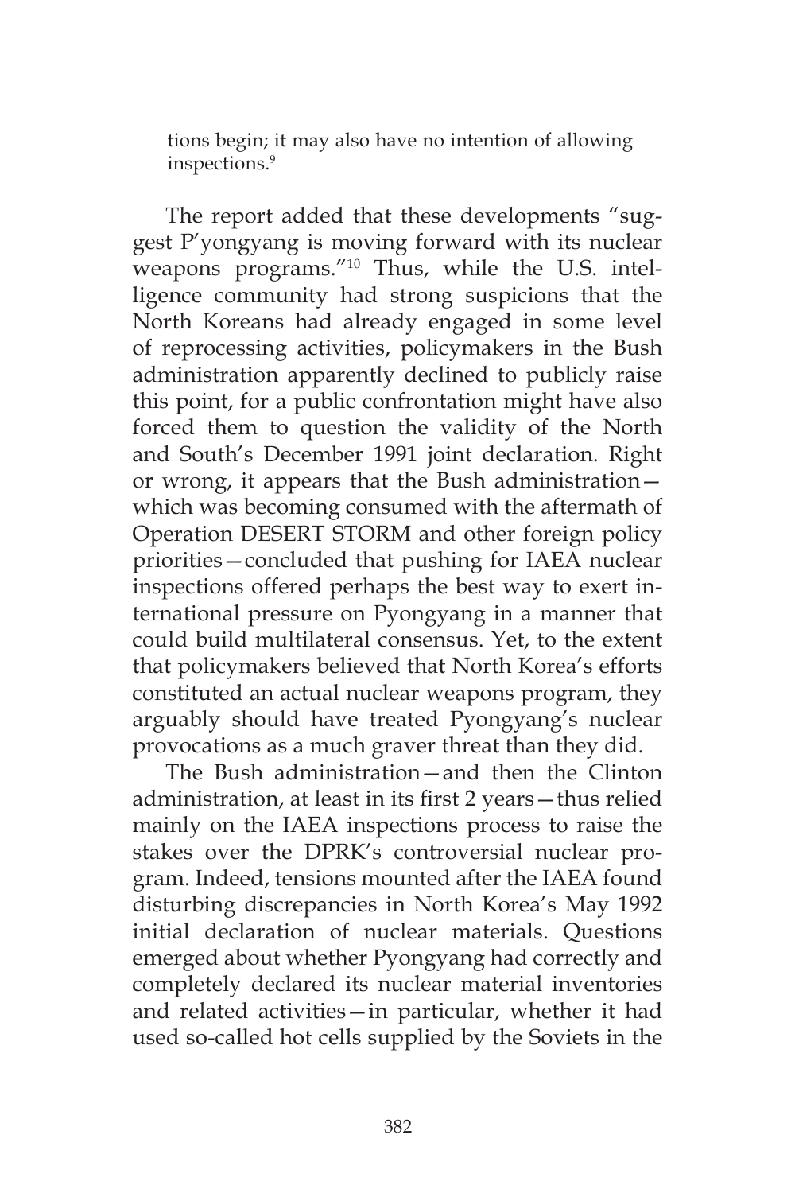> tions begin; it may also have no intention of allowing inspections.[9]

The report added that these developments "suggest P'yongyang is moving forward with its nuclear weapons programs."[10] Thus, while the U.S. intelligence community had strong suspicions that the North Koreans had already engaged in some level of reprocessing activities, policymakers in the Bush administration apparently declined to publicly raise this point, for a public confrontation might have also forced them to question the validity of the North and South's December 1991 joint declaration. Right or wrong, it appears that the Bush administration—which was becoming consumed with the aftermath of Operation DESERT STORM and other foreign policy priorities—concluded that pushing for IAEA nuclear inspections offered perhaps the best way to exert international pressure on Pyongyang in a manner that could build multilateral consensus. Yet, to the extent that policymakers believed that North Korea's efforts constituted an actual nuclear weapons program, they arguably should have treated Pyongyang's nuclear provocations as a much graver threat than they did.

The Bush administration—and then the Clinton administration, at least in its first 2 years—thus relied mainly on the IAEA inspections process to raise the stakes over the DPRK's controversial nuclear program. Indeed, tensions mounted after the IAEA found disturbing discrepancies in North Korea's May 1992 initial declaration of nuclear materials. Questions emerged about whether Pyongyang had correctly and completely declared its nuclear material inventories and related activities—in particular, whether it had used so-called hot cells supplied by the Soviets in the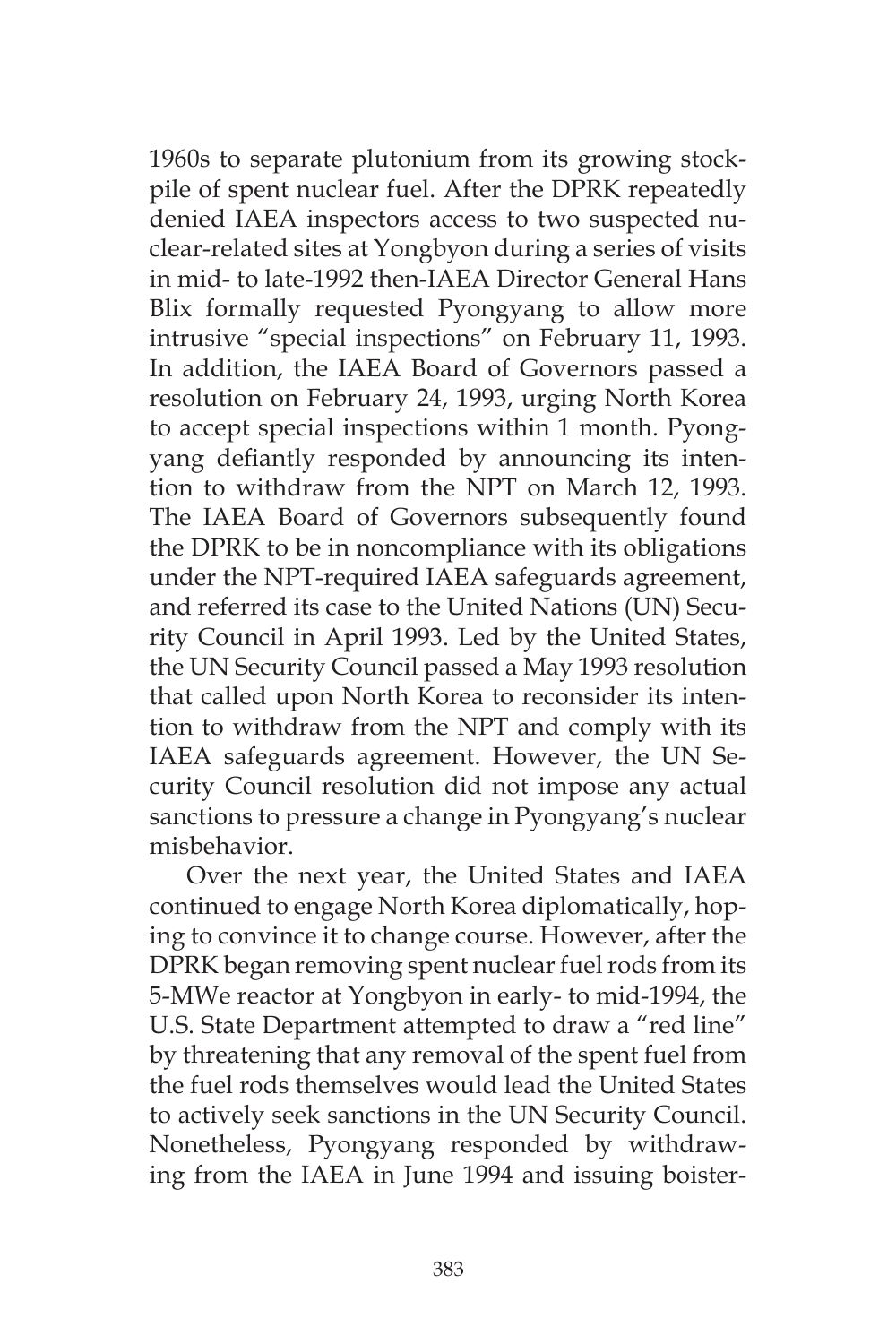1960s to separate plutonium from its growing stockpile of spent nuclear fuel. After the DPRK repeatedly denied IAEA inspectors access to two suspected nuclear-related sites at Yongbyon during a series of visits in mid- to late-1992 then-IAEA Director General Hans Blix formally requested Pyongyang to allow more intrusive "special inspections" on February 11, 1993. In addition, the IAEA Board of Governors passed a resolution on February 24, 1993, urging North Korea to accept special inspections within 1 month. Pyongyang defiantly responded by announcing its intention to withdraw from the NPT on March 12, 1993. The IAEA Board of Governors subsequently found the DPRK to be in noncompliance with its obligations under the NPT-required IAEA safeguards agreement, and referred its case to the United Nations (UN) Security Council in April 1993. Led by the United States, the UN Security Council passed a May 1993 resolution that called upon North Korea to reconsider its intention to withdraw from the NPT and comply with its IAEA safeguards agreement. However, the UN Security Council resolution did not impose any actual sanctions to pressure a change in Pyongyang's nuclear misbehavior.

Over the next year, the United States and IAEA continued to engage North Korea diplomatically, hoping to convince it to change course. However, after the DPRK began removing spent nuclear fuel rods from its 5-MWe reactor at Yongbyon in early- to mid-1994, the U.S. State Department attempted to draw a "red line" by threatening that any removal of the spent fuel from the fuel rods themselves would lead the United States to actively seek sanctions in the UN Security Council. Nonetheless, Pyongyang responded by withdrawing from the IAEA in June 1994 and issuing boister-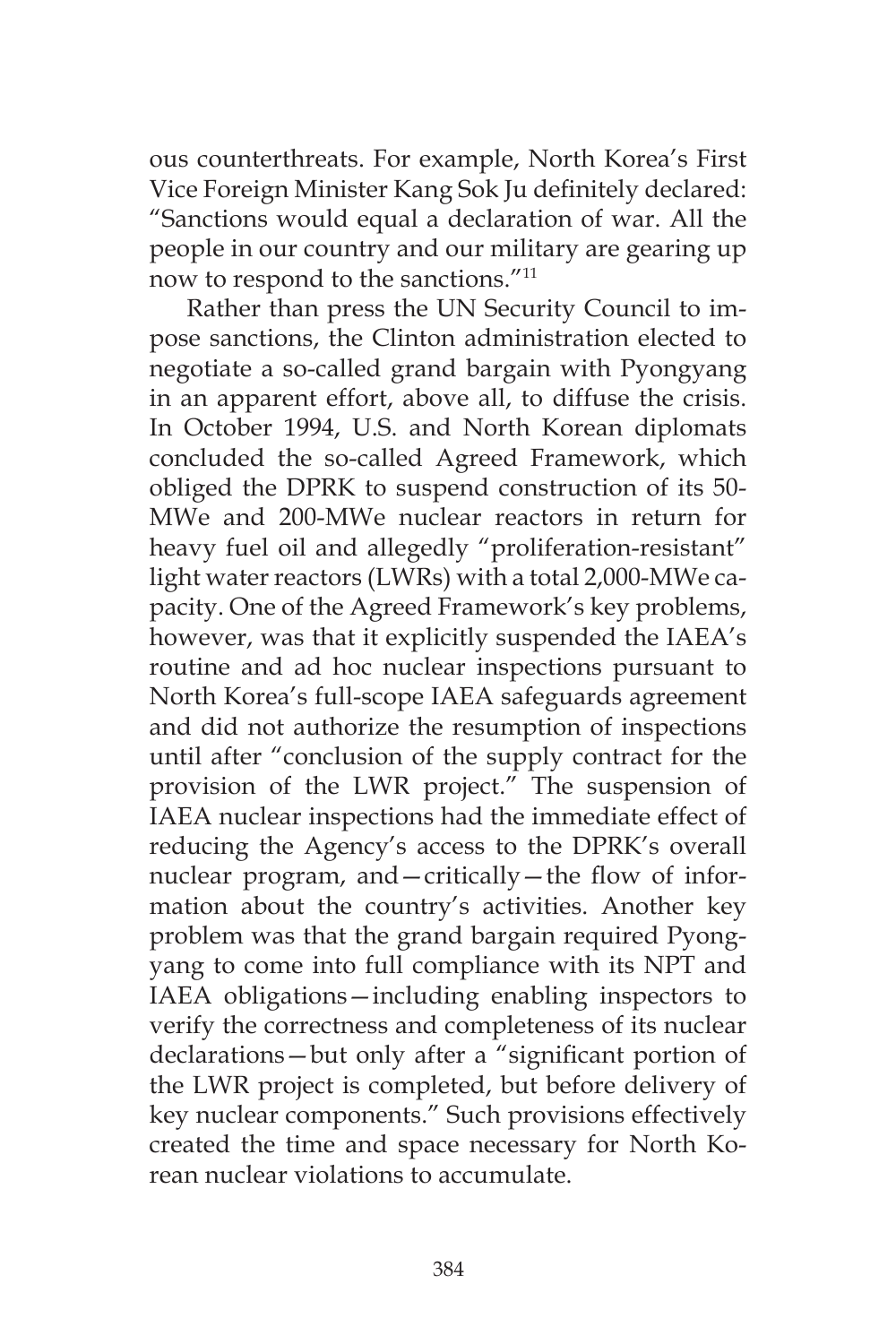ous counterthreats. For example, North Korea's First Vice Foreign Minister Kang Sok Ju definitely declared: "Sanctions would equal a declaration of war. All the people in our country and our military are gearing up now to respond to the sanctions."[11]

Rather than press the UN Security Council to impose sanctions, the Clinton administration elected to negotiate a so-called grand bargain with Pyongyang in an apparent effort, above all, to diffuse the crisis. In October 1994, U.S. and North Korean diplomats concluded the so-called Agreed Framework, which obliged the DPRK to suspend construction of its 50-MWe and 200-MWe nuclear reactors in return for heavy fuel oil and allegedly "proliferation-resistant" light water reactors (LWRs) with a total 2,000-MWe capacity. One of the Agreed Framework's key problems, however, was that it explicitly suspended the IAEA's routine and ad hoc nuclear inspections pursuant to North Korea's full-scope IAEA safeguards agreement and did not authorize the resumption of inspections until after "conclusion of the supply contract for the provision of the LWR project." The suspension of IAEA nuclear inspections had the immediate effect of reducing the Agency's access to the DPRK's overall nuclear program, and—critically—the flow of information about the country's activities. Another key problem was that the grand bargain required Pyongyang to come into full compliance with its NPT and IAEA obligations—including enabling inspectors to verify the correctness and completeness of its nuclear declarations—but only after a "significant portion of the LWR project is completed, but before delivery of key nuclear components." Such provisions effectively created the time and space necessary for North Korean nuclear violations to accumulate.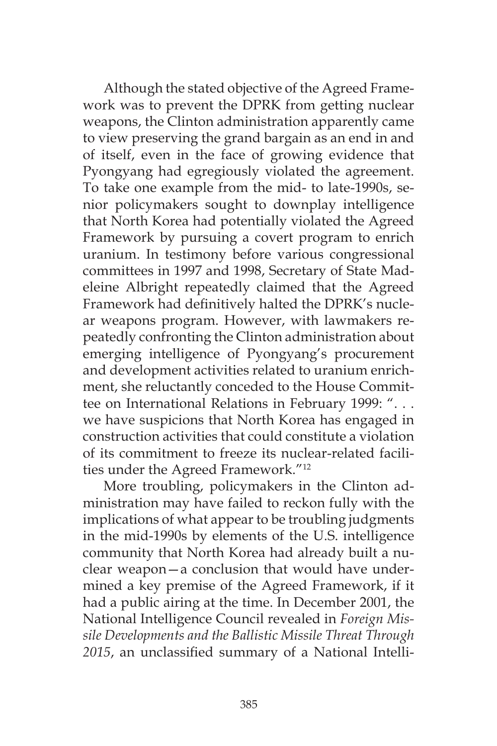Although the stated objective of the Agreed Framework was to prevent the DPRK from getting nuclear weapons, the Clinton administration apparently came to view preserving the grand bargain as an end in and of itself, even in the face of growing evidence that Pyongyang had egregiously violated the agreement. To take one example from the mid- to late-1990s, senior policymakers sought to downplay intelligence that North Korea had potentially violated the Agreed Framework by pursuing a covert program to enrich uranium. In testimony before various congressional committees in 1997 and 1998, Secretary of State Madeleine Albright repeatedly claimed that the Agreed Framework had definitively halted the DPRK's nuclear weapons program. However, with lawmakers repeatedly confronting the Clinton administration about emerging intelligence of Pyongyang's procurement and development activities related to uranium enrichment, she reluctantly conceded to the House Committee on International Relations in February 1999: ". . . we have suspicions that North Korea has engaged in construction activities that could constitute a violation of its commitment to freeze its nuclear-related facilities under the Agreed Framework."[12]

More troubling, policymakers in the Clinton administration may have failed to reckon fully with the implications of what appear to be troubling judgments in the mid-1990s by elements of the U.S. intelligence community that North Korea had already built a nuclear weapon—a conclusion that would have undermined a key premise of the Agreed Framework, if it had a public airing at the time. In December 2001, the National Intelligence Council revealed in *Foreign Missile Developments and the Ballistic Missile Threat Through 2015*, an unclassified summary of a National Intelli-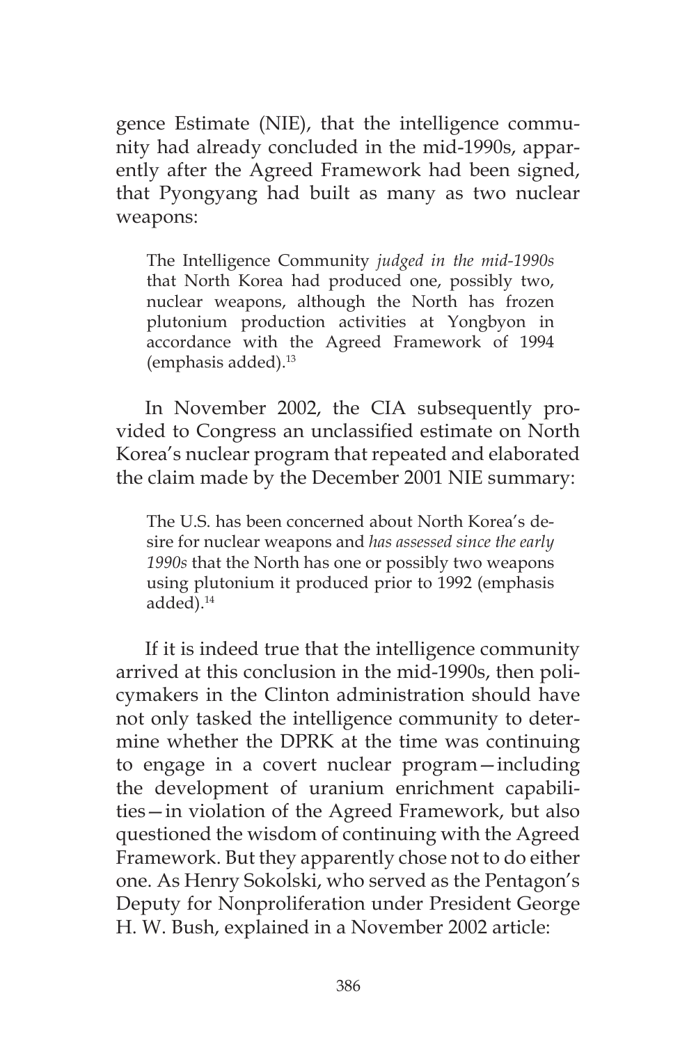gence Estimate (NIE), that the intelligence community had already concluded in the mid-1990s, apparently after the Agreed Framework had been signed, that Pyongyang had built as many as two nuclear weapons:

> The Intelligence Community *judged in the mid-1990s* that North Korea had produced one, possibly two, nuclear weapons, although the North has frozen plutonium production activities at Yongbyon in accordance with the Agreed Framework of 1994 (emphasis added).[13]

In November 2002, the CIA subsequently provided to Congress an unclassified estimate on North Korea's nuclear program that repeated and elaborated the claim made by the December 2001 NIE summary:

> The U.S. has been concerned about North Korea's desire for nuclear weapons and *has assessed since the early 1990s* that the North has one or possibly two weapons using plutonium it produced prior to 1992 (emphasis added).[14]

If it is indeed true that the intelligence community arrived at this conclusion in the mid-1990s, then policymakers in the Clinton administration should have not only tasked the intelligence community to determine whether the DPRK at the time was continuing to engage in a covert nuclear program—including the development of uranium enrichment capabilities—in violation of the Agreed Framework, but also questioned the wisdom of continuing with the Agreed Framework. But they apparently chose not to do either one. As Henry Sokolski, who served as the Pentagon's Deputy for Nonproliferation under President George H. W. Bush, explained in a November 2002 article: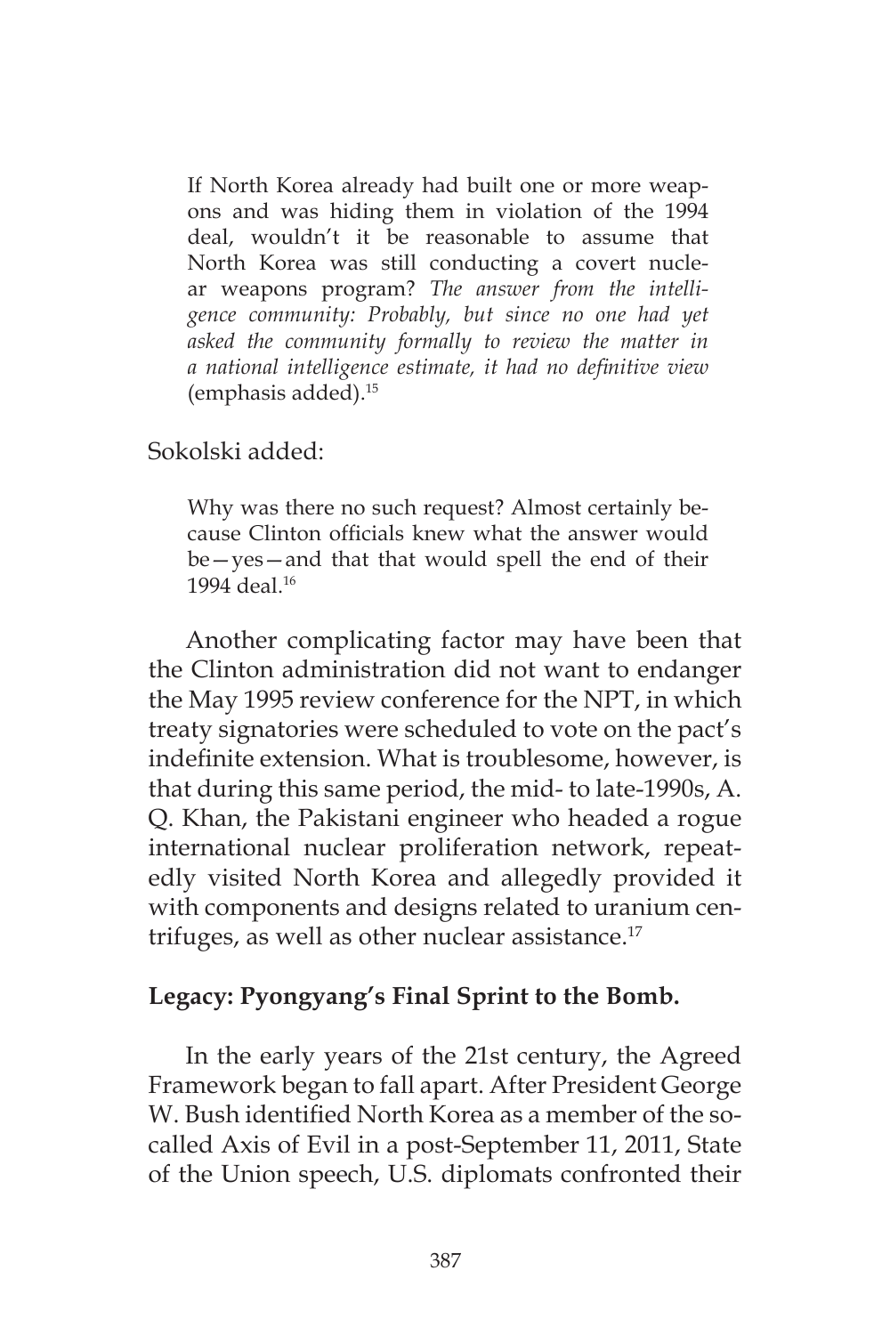> If North Korea already had built one or more weapons and was hiding them in violation of the 1994 deal, wouldn't it be reasonable to assume that North Korea was still conducting a covert nuclear weapons program? *The answer from the intelligence community: Probably, but since no one had yet asked the community formally to review the matter in a national intelligence estimate, it had no definitive view* (emphasis added).[15]

Sokolski added:

> Why was there no such request? Almost certainly because Clinton officials knew what the answer would be—yes—and that that would spell the end of their 1994 deal.[16]

Another complicating factor may have been that the Clinton administration did not want to endanger the May 1995 review conference for the NPT, in which treaty signatories were scheduled to vote on the pact's indefinite extension. What is troublesome, however, is that during this same period, the mid- to late-1990s, A. Q. Khan, the Pakistani engineer who headed a rogue international nuclear proliferation network, repeatedly visited North Korea and allegedly provided it with components and designs related to uranium centrifuges, as well as other nuclear assistance.[17]

**Legacy: Pyongyang's Final Sprint to the Bomb.**

In the early years of the 21st century, the Agreed Framework began to fall apart. After President George W. Bush identified North Korea as a member of the so-called Axis of Evil in a post-September 11, 2011, State of the Union speech, U.S. diplomats confronted their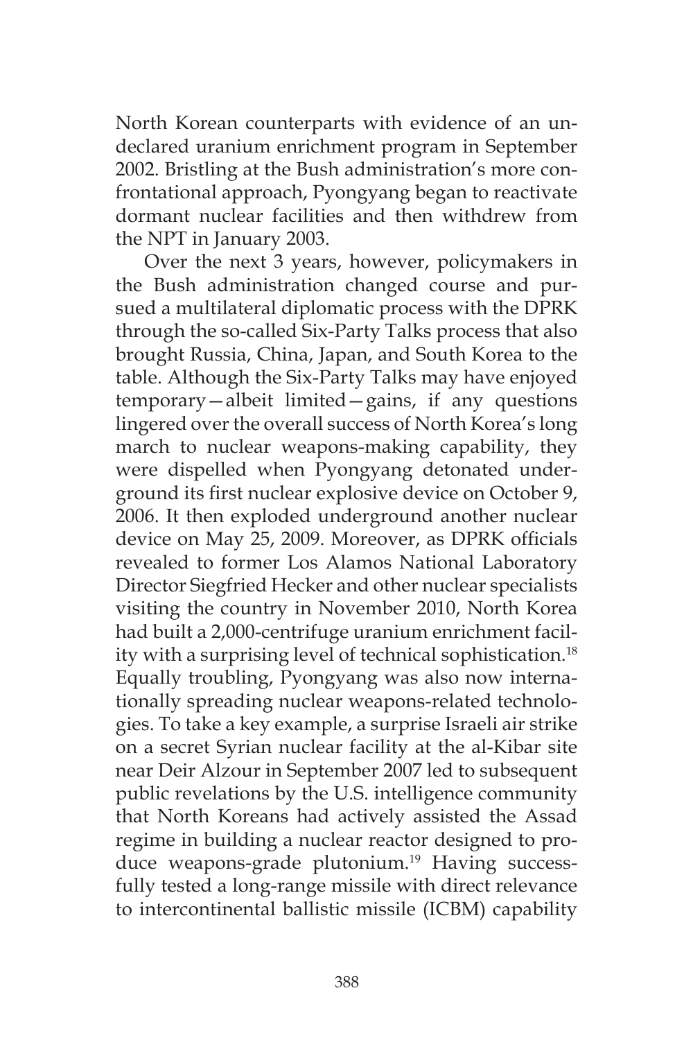North Korean counterparts with evidence of an undeclared uranium enrichment program in September 2002. Bristling at the Bush administration's more confrontational approach, Pyongyang began to reactivate dormant nuclear facilities and then withdrew from the NPT in January 2003.

Over the next 3 years, however, policymakers in the Bush administration changed course and pursued a multilateral diplomatic process with the DPRK through the so-called Six-Party Talks process that also brought Russia, China, Japan, and South Korea to the table. Although the Six-Party Talks may have enjoyed temporary—albeit limited—gains, if any questions lingered over the overall success of North Korea's long march to nuclear weapons-making capability, they were dispelled when Pyongyang detonated underground its first nuclear explosive device on October 9, 2006. It then exploded underground another nuclear device on May 25, 2009. Moreover, as DPRK officials revealed to former Los Alamos National Laboratory Director Siegfried Hecker and other nuclear specialists visiting the country in November 2010, North Korea had built a 2,000-centrifuge uranium enrichment facility with a surprising level of technical sophistication.[18] Equally troubling, Pyongyang was also now internationally spreading nuclear weapons-related technologies. To take a key example, a surprise Israeli air strike on a secret Syrian nuclear facility at the al-Kibar site near Deir Alzour in September 2007 led to subsequent public revelations by the U.S. intelligence community that North Koreans had actively assisted the Assad regime in building a nuclear reactor designed to produce weapons-grade plutonium.[19] Having successfully tested a long-range missile with direct relevance to intercontinental ballistic missile (ICBM) capability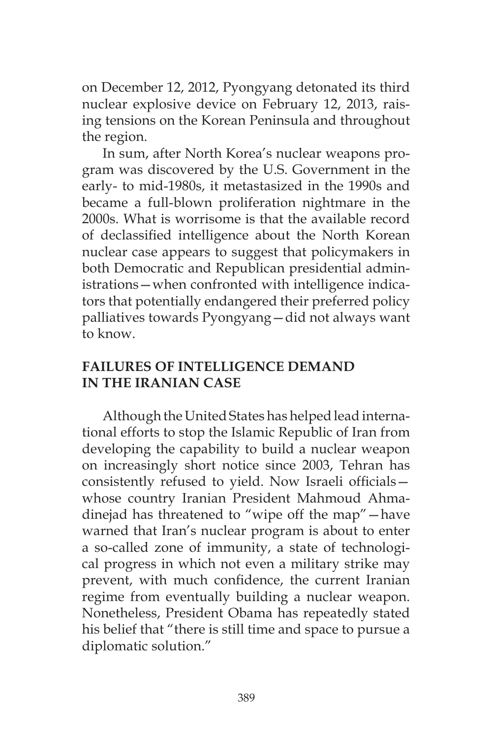on December 12, 2012, Pyongyang detonated its third nuclear explosive device on February 12, 2013, raising tensions on the Korean Peninsula and throughout the region.

In sum, after North Korea's nuclear weapons program was discovered by the U.S. Government in the early- to mid-1980s, it metastasized in the 1990s and became a full-blown proliferation nightmare in the 2000s. What is worrisome is that the available record of declassified intelligence about the North Korean nuclear case appears to suggest that policymakers in both Democratic and Republican presidential administrations—when confronted with intelligence indicators that potentially endangered their preferred policy palliatives towards Pyongyang—did not always want to know.

## FAILURES OF INTELLIGENCE DEMAND IN THE IRANIAN CASE

Although the United States has helped lead international efforts to stop the Islamic Republic of Iran from developing the capability to build a nuclear weapon on increasingly short notice since 2003, Tehran has consistently refused to yield. Now Israeli officials—whose country Iranian President Mahmoud Ahmadinejad has threatened to "wipe off the map"—have warned that Iran's nuclear program is about to enter a so-called zone of immunity, a state of technological progress in which not even a military strike may prevent, with much confidence, the current Iranian regime from eventually building a nuclear weapon. Nonetheless, President Obama has repeatedly stated his belief that "there is still time and space to pursue a diplomatic solution."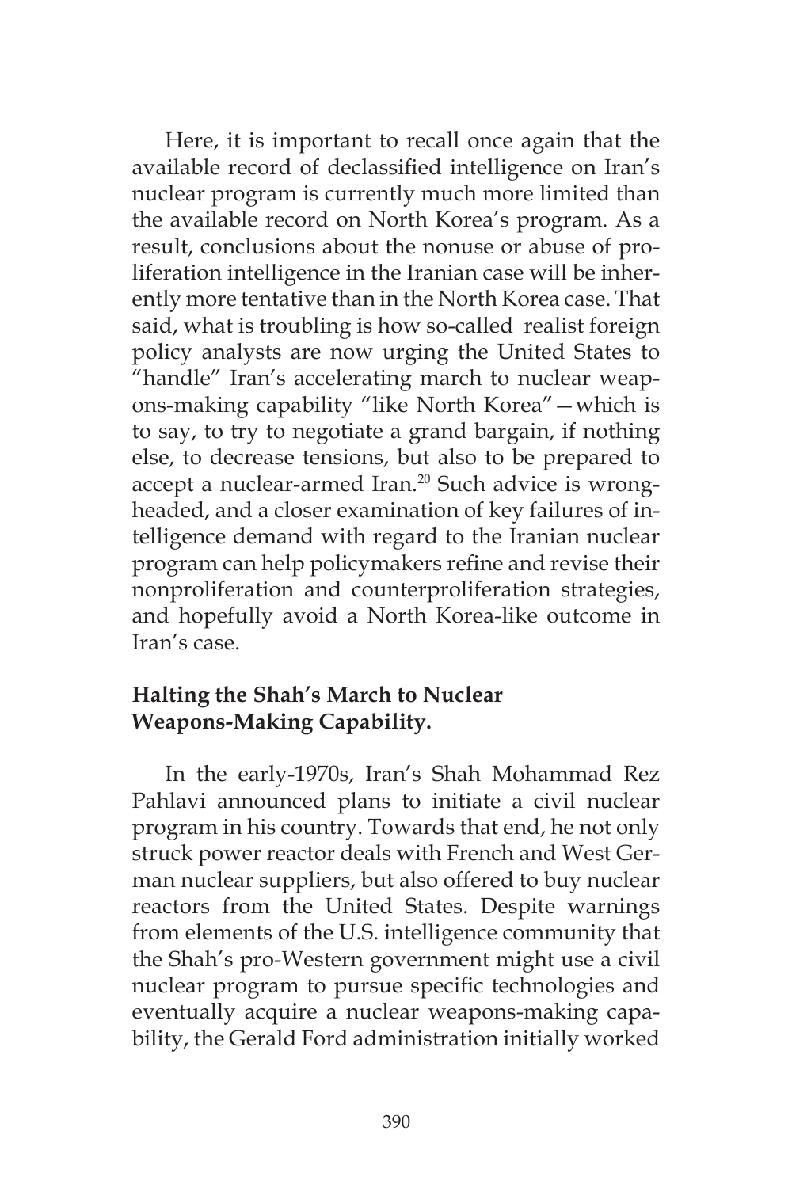Here, it is important to recall once again that the available record of declassified intelligence on Iran's nuclear program is currently much more limited than the available record on North Korea's program. As a result, conclusions about the nonuse or abuse of proliferation intelligence in the Iranian case will be inherently more tentative than in the North Korea case. That said, what is troubling is how so-called realist foreign policy analysts are now urging the United States to "handle" Iran's accelerating march to nuclear weapons-making capability "like North Korea"—which is to say, to try to negotiate a grand bargain, if nothing else, to decrease tensions, but also to be prepared to accept a nuclear-armed Iran.[20] Such advice is wrongheaded, and a closer examination of key failures of intelligence demand with regard to the Iranian nuclear program can help policymakers refine and revise their nonproliferation and counterproliferation strategies, and hopefully avoid a North Korea-like outcome in Iran's case.

### Halting the Shah's March to Nuclear Weapons-Making Capability.

In the early-1970s, Iran's Shah Mohammad Rez Pahlavi announced plans to initiate a civil nuclear program in his country. Towards that end, he not only struck power reactor deals with French and West German nuclear suppliers, but also offered to buy nuclear reactors from the United States. Despite warnings from elements of the U.S. intelligence community that the Shah's pro-Western government might use a civil nuclear program to pursue specific technologies and eventually acquire a nuclear weapons-making capability, the Gerald Ford administration initially worked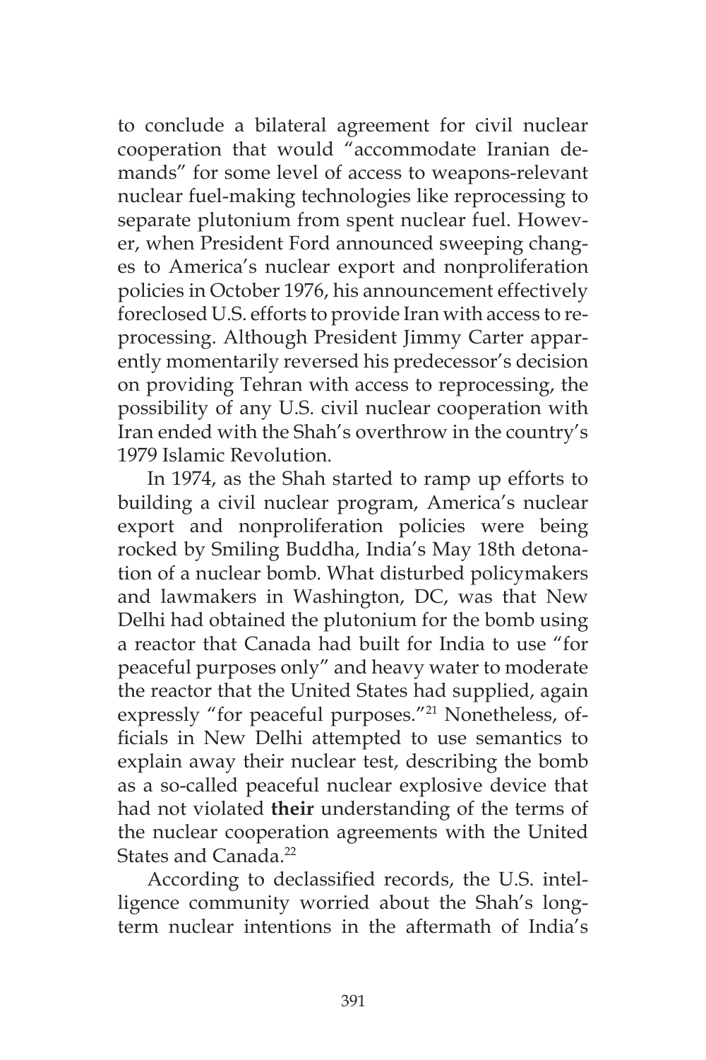to conclude a bilateral agreement for civil nuclear cooperation that would "accommodate Iranian demands" for some level of access to weapons-relevant nuclear fuel-making technologies like reprocessing to separate plutonium from spent nuclear fuel. However, when President Ford announced sweeping changes to America's nuclear export and nonproliferation policies in October 1976, his announcement effectively foreclosed U.S. efforts to provide Iran with access to reprocessing. Although President Jimmy Carter apparently momentarily reversed his predecessor's decision on providing Tehran with access to reprocessing, the possibility of any U.S. civil nuclear cooperation with Iran ended with the Shah's overthrow in the country's 1979 Islamic Revolution.

In 1974, as the Shah started to ramp up efforts to building a civil nuclear program, America's nuclear export and nonproliferation policies were being rocked by Smiling Buddha, India's May 18th detonation of a nuclear bomb. What disturbed policymakers and lawmakers in Washington, DC, was that New Delhi had obtained the plutonium for the bomb using a reactor that Canada had built for India to use "for peaceful purposes only" and heavy water to moderate the reactor that the United States had supplied, again expressly "for peaceful purposes."[21] Nonetheless, officials in New Delhi attempted to use semantics to explain away their nuclear test, describing the bomb as a so-called peaceful nuclear explosive device that had not violated **their** understanding of the terms of the nuclear cooperation agreements with the United States and Canada.[22]

According to declassified records, the U.S. intelligence community worried about the Shah's long-term nuclear intentions in the aftermath of India's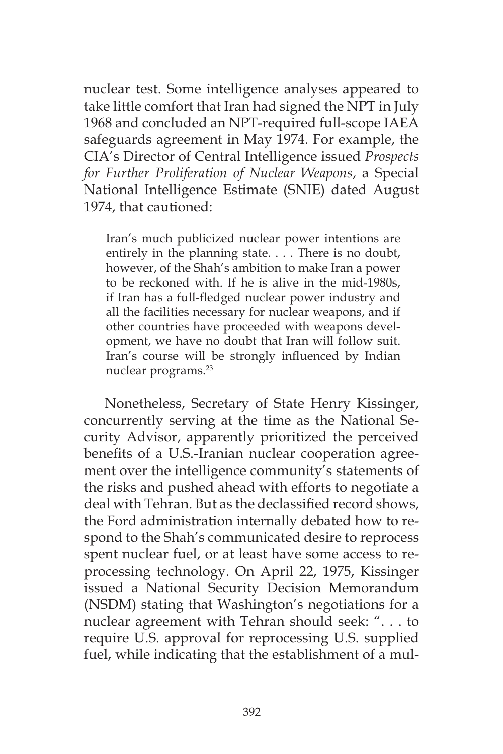nuclear test. Some intelligence analyses appeared to take little comfort that Iran had signed the NPT in July 1968 and concluded an NPT-required full-scope IAEA safeguards agreement in May 1974. For example, the CIA's Director of Central Intelligence issued *Prospects for Further Proliferation of Nuclear Weapons*, a Special National Intelligence Estimate (SNIE) dated August 1974, that cautioned:

> Iran's much publicized nuclear power intentions are entirely in the planning state. . . . There is no doubt, however, of the Shah's ambition to make Iran a power to be reckoned with. If he is alive in the mid-1980s, if Iran has a full-fledged nuclear power industry and all the facilities necessary for nuclear weapons, and if other countries have proceeded with weapons development, we have no doubt that Iran will follow suit. Iran's course will be strongly influenced by Indian nuclear programs.[23]

Nonetheless, Secretary of State Henry Kissinger, concurrently serving at the time as the National Security Advisor, apparently prioritized the perceived benefits of a U.S.-Iranian nuclear cooperation agreement over the intelligence community's statements of the risks and pushed ahead with efforts to negotiate a deal with Tehran. But as the declassified record shows, the Ford administration internally debated how to respond to the Shah's communicated desire to reprocess spent nuclear fuel, or at least have some access to reprocessing technology. On April 22, 1975, Kissinger issued a National Security Decision Memorandum (NSDM) stating that Washington's negotiations for a nuclear agreement with Tehran should seek: ". . . to require U.S. approval for reprocessing U.S. supplied fuel, while indicating that the establishment of a mul-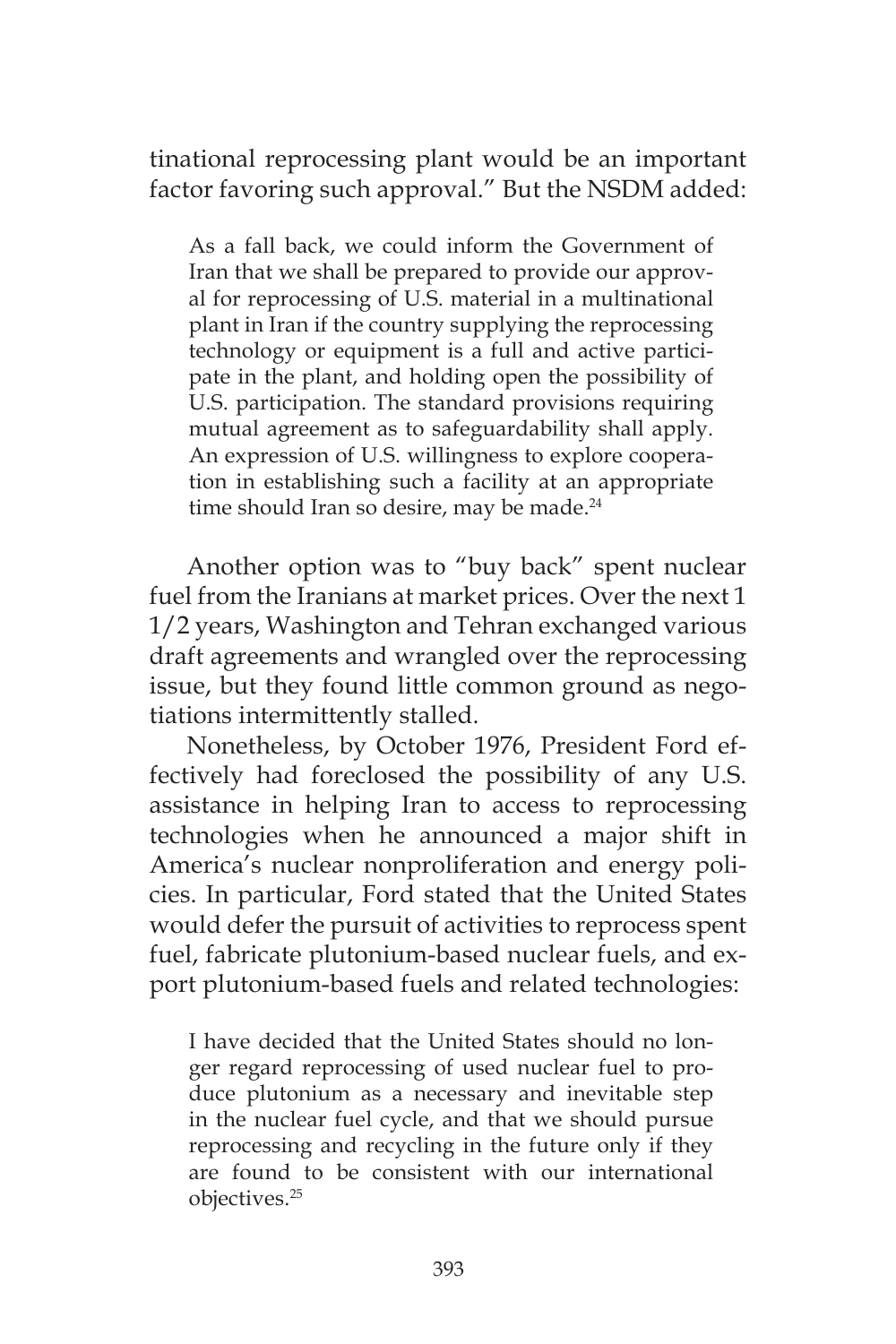tinational reprocessing plant would be an important factor favoring such approval." But the NSDM added:

> As a fall back, we could inform the Government of Iran that we shall be prepared to provide our approval for reprocessing of U.S. material in a multinational plant in Iran if the country supplying the reprocessing technology or equipment is a full and active participate in the plant, and holding open the possibility of U.S. participation. The standard provisions requiring mutual agreement as to safeguardability shall apply. An expression of U.S. willingness to explore cooperation in establishing such a facility at an appropriate time should Iran so desire, may be made.[24]

Another option was to "buy back" spent nuclear fuel from the Iranians at market prices. Over the next 1 1/2 years, Washington and Tehran exchanged various draft agreements and wrangled over the reprocessing issue, but they found little common ground as negotiations intermittently stalled.

Nonetheless, by October 1976, President Ford effectively had foreclosed the possibility of any U.S. assistance in helping Iran to access to reprocessing technologies when he announced a major shift in America's nuclear nonproliferation and energy policies. In particular, Ford stated that the United States would defer the pursuit of activities to reprocess spent fuel, fabricate plutonium-based nuclear fuels, and export plutonium-based fuels and related technologies:

> I have decided that the United States should no longer regard reprocessing of used nuclear fuel to produce plutonium as a necessary and inevitable step in the nuclear fuel cycle, and that we should pursue reprocessing and recycling in the future only if they are found to be consistent with our international objectives.[25]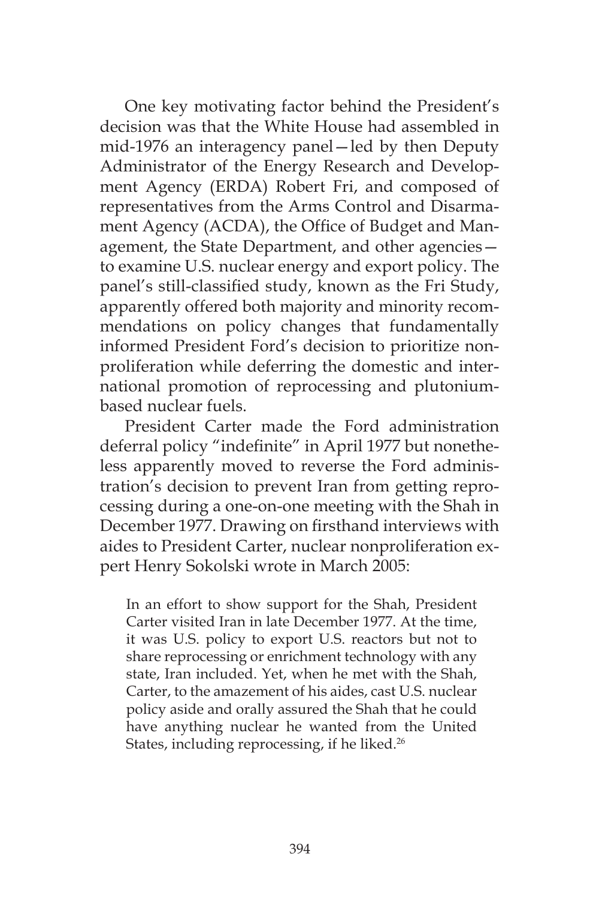One key motivating factor behind the President's decision was that the White House had assembled in mid-1976 an interagency panel—led by then Deputy Administrator of the Energy Research and Development Agency (ERDA) Robert Fri, and composed of representatives from the Arms Control and Disarmament Agency (ACDA), the Office of Budget and Management, the State Department, and other agencies—to examine U.S. nuclear energy and export policy. The panel's still-classified study, known as the Fri Study, apparently offered both majority and minority recommendations on policy changes that fundamentally informed President Ford's decision to prioritize nonproliferation while deferring the domestic and international promotion of reprocessing and plutonium-based nuclear fuels.

President Carter made the Ford administration deferral policy "indefinite" in April 1977 but nonetheless apparently moved to reverse the Ford administration's decision to prevent Iran from getting reprocessing during a one-on-one meeting with the Shah in December 1977. Drawing on firsthand interviews with aides to President Carter, nuclear nonproliferation expert Henry Sokolski wrote in March 2005:

> In an effort to show support for the Shah, President Carter visited Iran in late December 1977. At the time, it was U.S. policy to export U.S. reactors but not to share reprocessing or enrichment technology with any state, Iran included. Yet, when he met with the Shah, Carter, to the amazement of his aides, cast U.S. nuclear policy aside and orally assured the Shah that he could have anything nuclear he wanted from the United States, including reprocessing, if he liked.[26]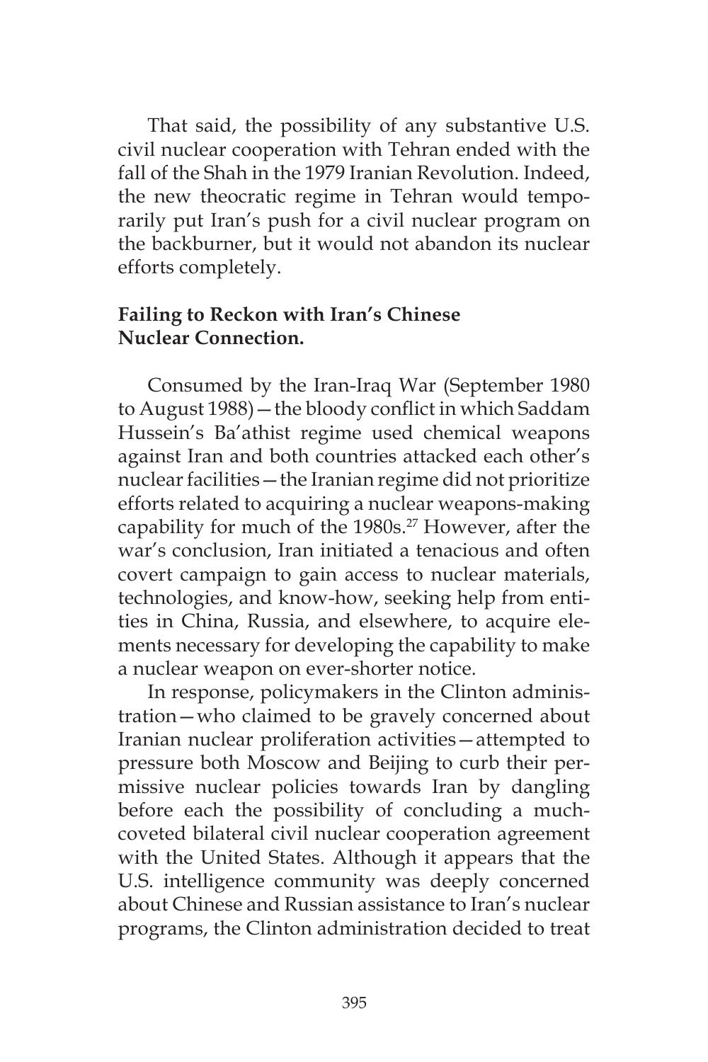That said, the possibility of any substantive U.S. civil nuclear cooperation with Tehran ended with the fall of the Shah in the 1979 Iranian Revolution. Indeed, the new theocratic regime in Tehran would temporarily put Iran's push for a civil nuclear program on the backburner, but it would not abandon its nuclear efforts completely.

**Failing to Reckon with Iran's Chinese Nuclear Connection.**

Consumed by the Iran-Iraq War (September 1980 to August 1988)—the bloody conflict in which Saddam Hussein's Ba'athist regime used chemical weapons against Iran and both countries attacked each other's nuclear facilities—the Iranian regime did not prioritize efforts related to acquiring a nuclear weapons-making capability for much of the 1980s.[27] However, after the war's conclusion, Iran initiated a tenacious and often covert campaign to gain access to nuclear materials, technologies, and know-how, seeking help from entities in China, Russia, and elsewhere, to acquire elements necessary for developing the capability to make a nuclear weapon on ever-shorter notice.

In response, policymakers in the Clinton administration—who claimed to be gravely concerned about Iranian nuclear proliferation activities—attempted to pressure both Moscow and Beijing to curb their permissive nuclear policies towards Iran by dangling before each the possibility of concluding a much-coveted bilateral civil nuclear cooperation agreement with the United States. Although it appears that the U.S. intelligence community was deeply concerned about Chinese and Russian assistance to Iran's nuclear programs, the Clinton administration decided to treat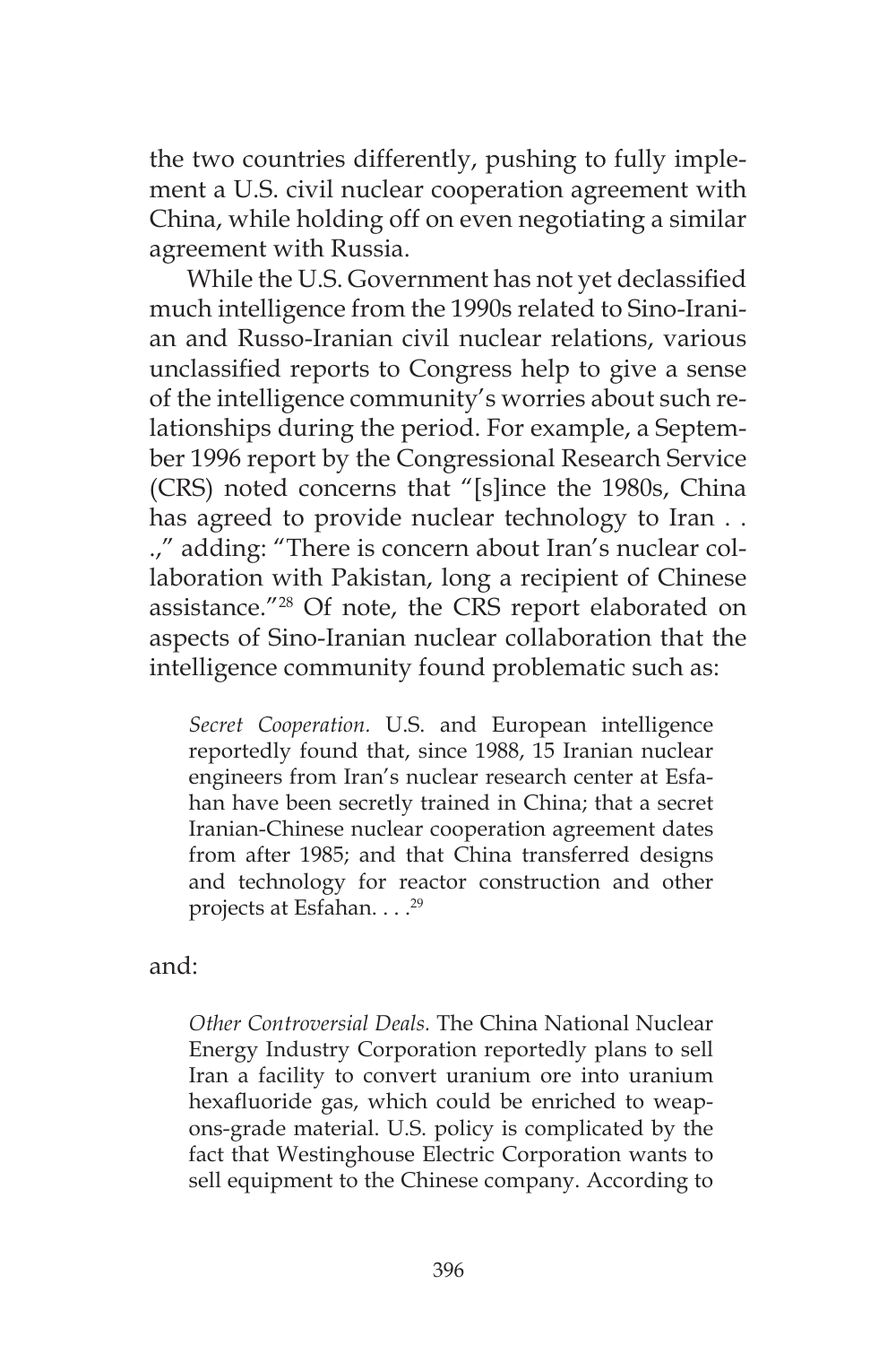the two countries differently, pushing to fully implement a U.S. civil nuclear cooperation agreement with China, while holding off on even negotiating a similar agreement with Russia.

While the U.S. Government has not yet declassified much intelligence from the 1990s related to Sino-Iranian and Russo-Iranian civil nuclear relations, various unclassified reports to Congress help to give a sense of the intelligence community's worries about such relationships during the period. For example, a September 1996 report by the Congressional Research Service (CRS) noted concerns that "[s]ince the 1980s, China has agreed to provide nuclear technology to Iran . . .," adding: "There is concern about Iran's nuclear collaboration with Pakistan, long a recipient of Chinese assistance."[28] Of note, the CRS report elaborated on aspects of Sino-Iranian nuclear collaboration that the intelligence community found problematic such as:

> *Secret Cooperation.* U.S. and European intelligence reportedly found that, since 1988, 15 Iranian nuclear engineers from Iran's nuclear research center at Esfahan have been secretly trained in China; that a secret Iranian-Chinese nuclear cooperation agreement dates from after 1985; and that China transferred designs and technology for reactor construction and other projects at Esfahan. . . .[29]

and:

> *Other Controversial Deals.* The China National Nuclear Energy Industry Corporation reportedly plans to sell Iran a facility to convert uranium ore into uranium hexafluoride gas, which could be enriched to weapons-grade material. U.S. policy is complicated by the fact that Westinghouse Electric Corporation wants to sell equipment to the Chinese company. According to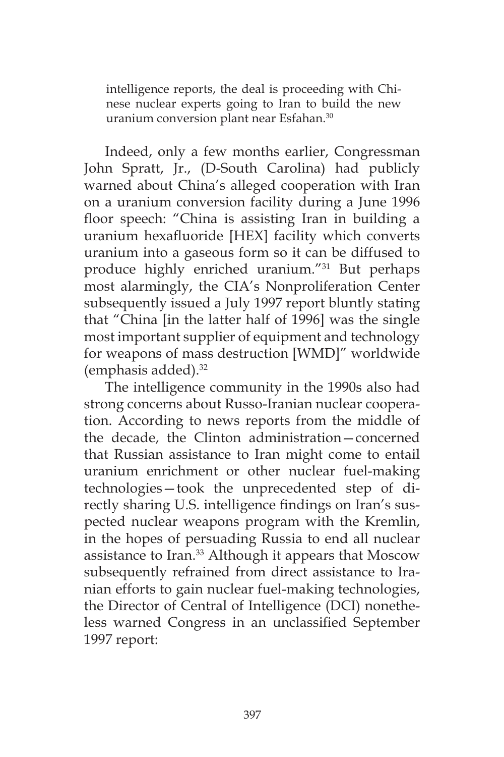> intelligence reports, the deal is proceeding with Chinese nuclear experts going to Iran to build the new uranium conversion plant near Esfahan.[30]

Indeed, only a few months earlier, Congressman John Spratt, Jr., (D-South Carolina) had publicly warned about China's alleged cooperation with Iran on a uranium conversion facility during a June 1996 floor speech: "China is assisting Iran in building a uranium hexafluoride [HEX] facility which converts uranium into a gaseous form so it can be diffused to produce highly enriched uranium."[31] But perhaps most alarmingly, the CIA's Nonproliferation Center subsequently issued a July 1997 report bluntly stating that "China [in the latter half of 1996] was the single most important supplier of equipment and technology for weapons of mass destruction [WMD]" worldwide (emphasis added).[32]

The intelligence community in the 1990s also had strong concerns about Russo-Iranian nuclear cooperation. According to news reports from the middle of the decade, the Clinton administration—concerned that Russian assistance to Iran might come to entail uranium enrichment or other nuclear fuel-making technologies—took the unprecedented step of directly sharing U.S. intelligence findings on Iran's suspected nuclear weapons program with the Kremlin, in the hopes of persuading Russia to end all nuclear assistance to Iran.[33] Although it appears that Moscow subsequently refrained from direct assistance to Iranian efforts to gain nuclear fuel-making technologies, the Director of Central of Intelligence (DCI) nonetheless warned Congress in an unclassified September 1997 report: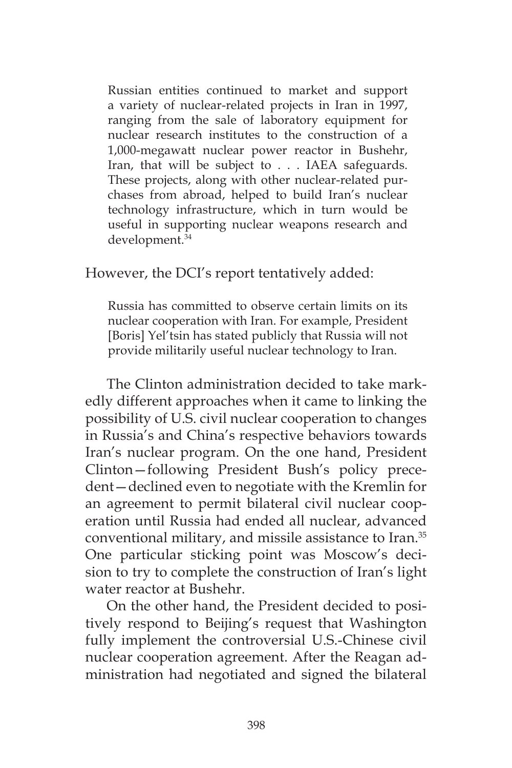> Russian entities continued to market and support a variety of nuclear-related projects in Iran in 1997, ranging from the sale of laboratory equipment for nuclear research institutes to the construction of a 1,000-megawatt nuclear power reactor in Bushehr, Iran, that will be subject to . . . IAEA safeguards. These projects, along with other nuclear-related purchases from abroad, helped to build Iran's nuclear technology infrastructure, which in turn would be useful in supporting nuclear weapons research and development.[34]

However, the DCI's report tentatively added:

> Russia has committed to observe certain limits on its nuclear cooperation with Iran. For example, President [Boris] Yel'tsin has stated publicly that Russia will not provide militarily useful nuclear technology to Iran.

The Clinton administration decided to take markedly different approaches when it came to linking the possibility of U.S. civil nuclear cooperation to changes in Russia's and China's respective behaviors towards Iran's nuclear program. On the one hand, President Clinton—following President Bush's policy precedent—declined even to negotiate with the Kremlin for an agreement to permit bilateral civil nuclear cooperation until Russia had ended all nuclear, advanced conventional military, and missile assistance to Iran.[35] One particular sticking point was Moscow's decision to try to complete the construction of Iran's light water reactor at Bushehr.

On the other hand, the President decided to positively respond to Beijing's request that Washington fully implement the controversial U.S.-Chinese civil nuclear cooperation agreement. After the Reagan administration had negotiated and signed the bilateral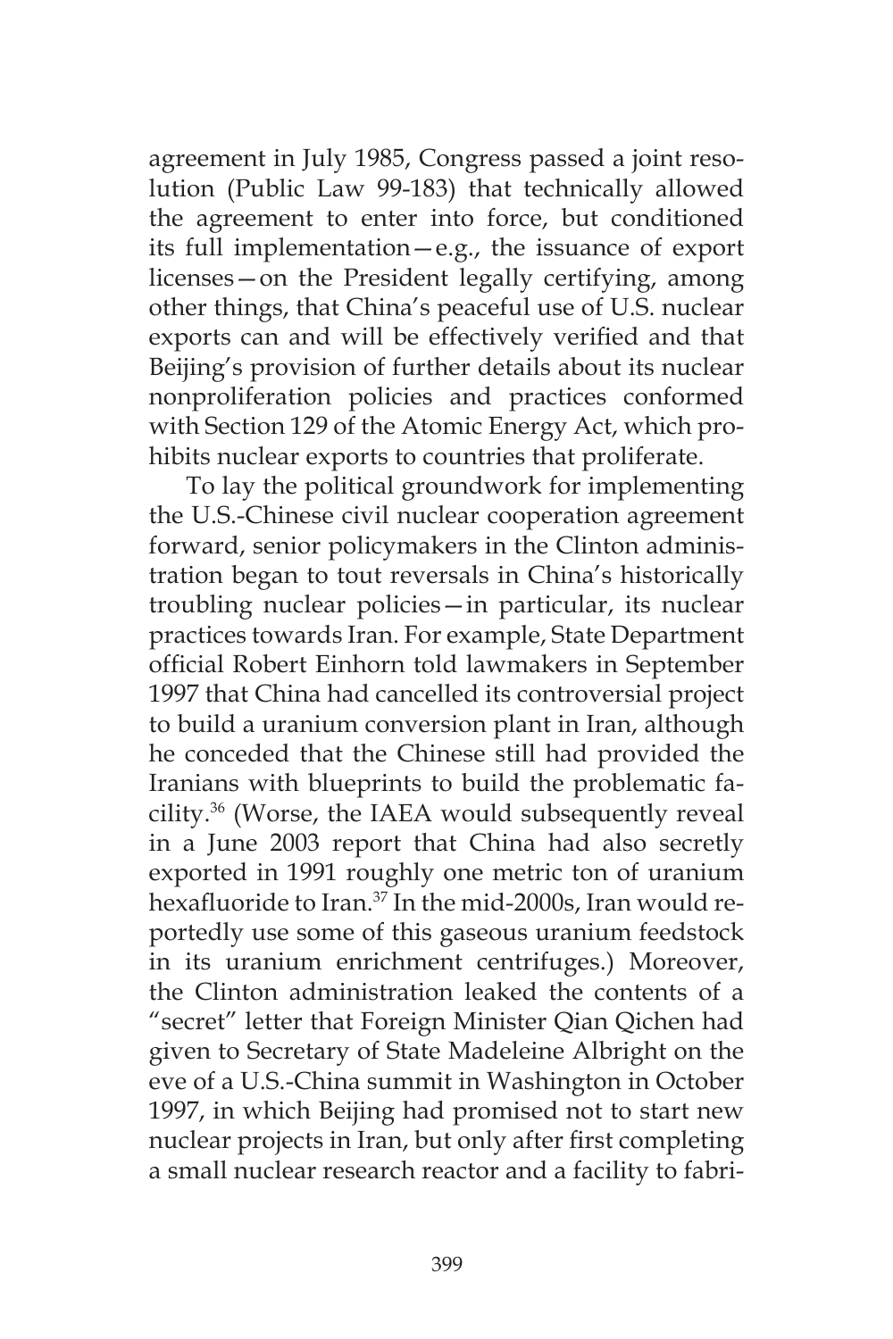agreement in July 1985, Congress passed a joint resolution (Public Law 99-183) that technically allowed the agreement to enter into force, but conditioned its full implementation—e.g., the issuance of export licenses—on the President legally certifying, among other things, that China's peaceful use of U.S. nuclear exports can and will be effectively verified and that Beijing's provision of further details about its nuclear nonproliferation policies and practices conformed with Section 129 of the Atomic Energy Act, which prohibits nuclear exports to countries that proliferate.

To lay the political groundwork for implementing the U.S.-Chinese civil nuclear cooperation agreement forward, senior policymakers in the Clinton administration began to tout reversals in China's historically troubling nuclear policies—in particular, its nuclear practices towards Iran. For example, State Department official Robert Einhorn told lawmakers in September 1997 that China had cancelled its controversial project to build a uranium conversion plant in Iran, although he conceded that the Chinese still had provided the Iranians with blueprints to build the problematic facility.[36] (Worse, the IAEA would subsequently reveal in a June 2003 report that China had also secretly exported in 1991 roughly one metric ton of uranium hexafluoride to Iran.[37] In the mid-2000s, Iran would reportedly use some of this gaseous uranium feedstock in its uranium enrichment centrifuges.) Moreover, the Clinton administration leaked the contents of a "secret" letter that Foreign Minister Qian Qichen had given to Secretary of State Madeleine Albright on the eve of a U.S.-China summit in Washington in October 1997, in which Beijing had promised not to start new nuclear projects in Iran, but only after first completing a small nuclear research reactor and a facility to fabri-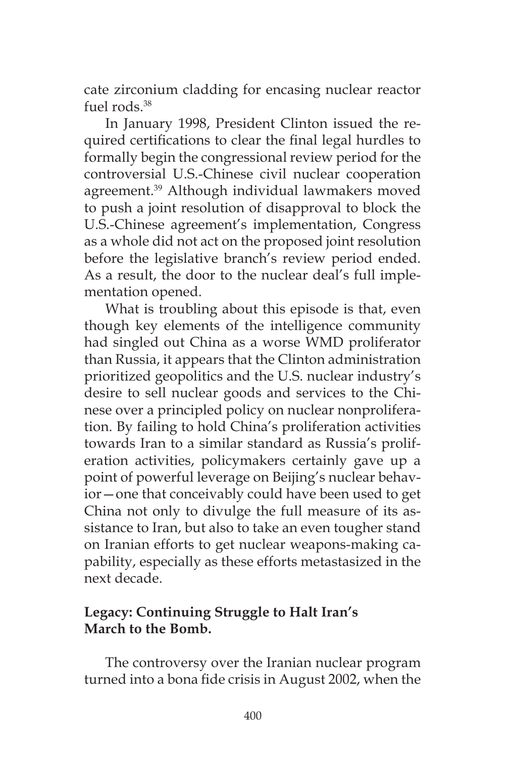cate zirconium cladding for encasing nuclear reactor fuel rods.[38]

In January 1998, President Clinton issued the required certifications to clear the final legal hurdles to formally begin the congressional review period for the controversial U.S.-Chinese civil nuclear cooperation agreement.[39] Although individual lawmakers moved to push a joint resolution of disapproval to block the U.S.-Chinese agreement's implementation, Congress as a whole did not act on the proposed joint resolution before the legislative branch's review period ended. As a result, the door to the nuclear deal's full implementation opened.

What is troubling about this episode is that, even though key elements of the intelligence community had singled out China as a worse WMD proliferator than Russia, it appears that the Clinton administration prioritized geopolitics and the U.S. nuclear industry's desire to sell nuclear goods and services to the Chinese over a principled policy on nuclear nonproliferation. By failing to hold China's proliferation activities towards Iran to a similar standard as Russia's proliferation activities, policymakers certainly gave up a point of powerful leverage on Beijing's nuclear behavior—one that conceivably could have been used to get China not only to divulge the full measure of its assistance to Iran, but also to take an even tougher stand on Iranian efforts to get nuclear weapons-making capability, especially as these efforts metastasized in the next decade.

## Legacy: Continuing Struggle to Halt Iran's March to the Bomb.

The controversy over the Iranian nuclear program turned into a bona fide crisis in August 2002, when the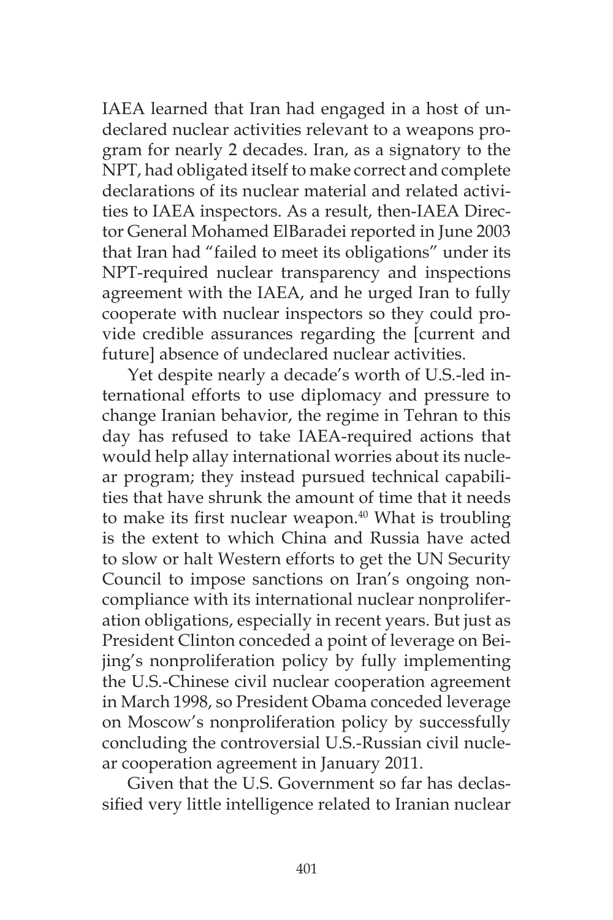IAEA learned that Iran had engaged in a host of undeclared nuclear activities relevant to a weapons program for nearly 2 decades. Iran, as a signatory to the NPT, had obligated itself to make correct and complete declarations of its nuclear material and related activities to IAEA inspectors. As a result, then-IAEA Director General Mohamed ElBaradei reported in June 2003 that Iran had "failed to meet its obligations" under its NPT-required nuclear transparency and inspections agreement with the IAEA, and he urged Iran to fully cooperate with nuclear inspectors so they could provide credible assurances regarding the [current and future] absence of undeclared nuclear activities.

Yet despite nearly a decade's worth of U.S.-led international efforts to use diplomacy and pressure to change Iranian behavior, the regime in Tehran to this day has refused to take IAEA-required actions that would help allay international worries about its nuclear program; they instead pursued technical capabilities that have shrunk the amount of time that it needs to make its first nuclear weapon.[40] What is troubling is the extent to which China and Russia have acted to slow or halt Western efforts to get the UN Security Council to impose sanctions on Iran's ongoing noncompliance with its international nuclear nonproliferation obligations, especially in recent years. But just as President Clinton conceded a point of leverage on Beijing's nonproliferation policy by fully implementing the U.S.-Chinese civil nuclear cooperation agreement in March 1998, so President Obama conceded leverage on Moscow's nonproliferation policy by successfully concluding the controversial U.S.-Russian civil nuclear cooperation agreement in January 2011.

Given that the U.S. Government so far has declassified very little intelligence related to Iranian nuclear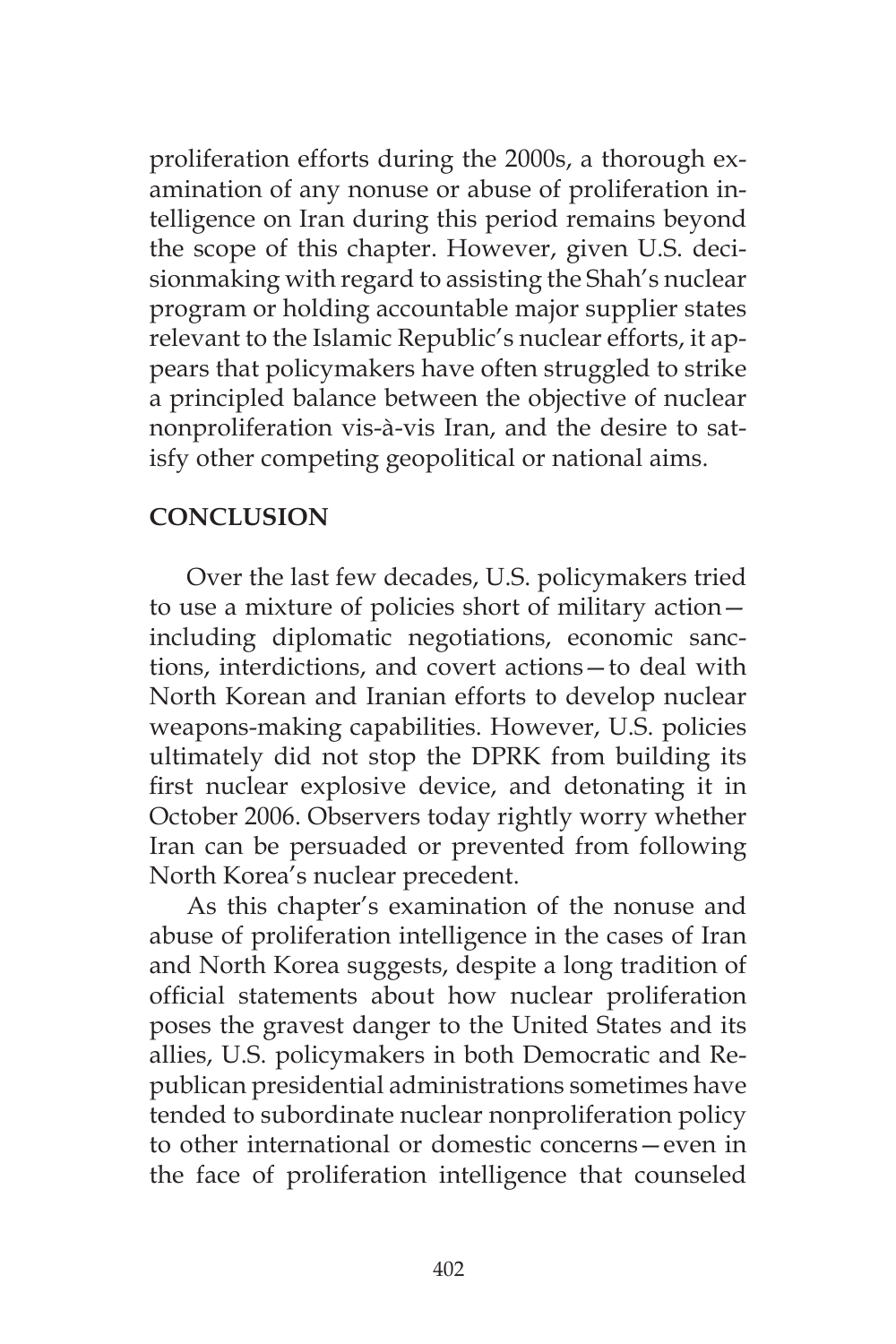proliferation efforts during the 2000s, a thorough examination of any nonuse or abuse of proliferation intelligence on Iran during this period remains beyond the scope of this chapter. However, given U.S. decisionmaking with regard to assisting the Shah's nuclear program or holding accountable major supplier states relevant to the Islamic Republic's nuclear efforts, it appears that policymakers have often struggled to strike a principled balance between the objective of nuclear nonproliferation vis-à-vis Iran, and the desire to satisfy other competing geopolitical or national aims.

## CONCLUSION

Over the last few decades, U.S. policymakers tried to use a mixture of policies short of military action—including diplomatic negotiations, economic sanctions, interdictions, and covert actions—to deal with North Korean and Iranian efforts to develop nuclear weapons-making capabilities. However, U.S. policies ultimately did not stop the DPRK from building its first nuclear explosive device, and detonating it in October 2006. Observers today rightly worry whether Iran can be persuaded or prevented from following North Korea's nuclear precedent.

As this chapter's examination of the nonuse and abuse of proliferation intelligence in the cases of Iran and North Korea suggests, despite a long tradition of official statements about how nuclear proliferation poses the gravest danger to the United States and its allies, U.S. policymakers in both Democratic and Republican presidential administrations sometimes have tended to subordinate nuclear nonproliferation policy to other international or domestic concerns—even in the face of proliferation intelligence that counseled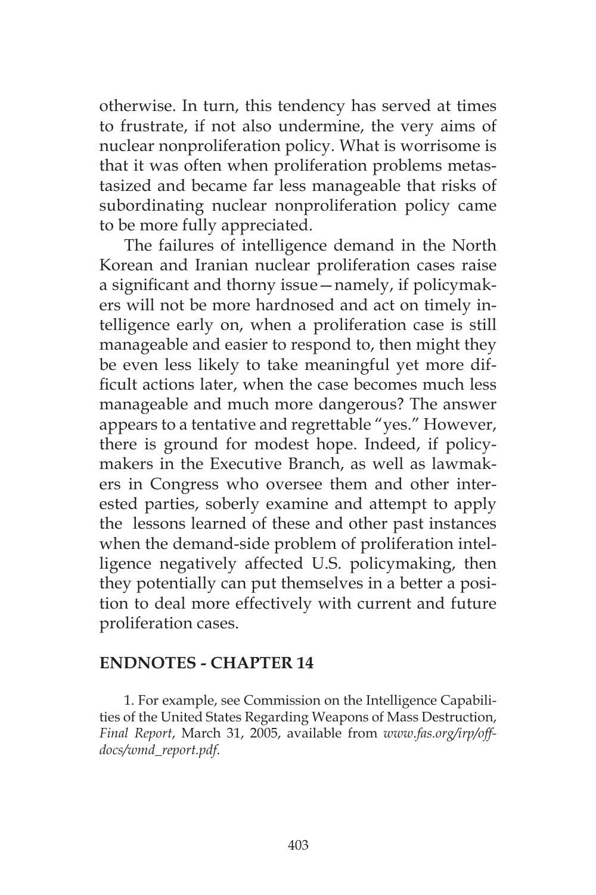otherwise. In turn, this tendency has served at times to frustrate, if not also undermine, the very aims of nuclear nonproliferation policy. What is worrisome is that it was often when proliferation problems metastasized and became far less manageable that risks of subordinating nuclear nonproliferation policy came to be more fully appreciated.

The failures of intelligence demand in the North Korean and Iranian nuclear proliferation cases raise a significant and thorny issue—namely, if policymakers will not be more hardnosed and act on timely intelligence early on, when a proliferation case is still manageable and easier to respond to, then might they be even less likely to take meaningful yet more difficult actions later, when the case becomes much less manageable and much more dangerous? The answer appears to a tentative and regrettable "yes." However, there is ground for modest hope. Indeed, if policymakers in the Executive Branch, as well as lawmakers in Congress who oversee them and other interested parties, soberly examine and attempt to apply the lessons learned of these and other past instances when the demand-side problem of proliferation intelligence negatively affected U.S. policymaking, then they potentially can put themselves in a better a position to deal more effectively with current and future proliferation cases.

## ENDNOTES - CHAPTER 14

1. For example, see Commission on the Intelligence Capabilities of the United States Regarding Weapons of Mass Destruction, *Final Report*, March 31, 2005, available from *www.fas.org/irp/offdocs/wmd_report.pdf*.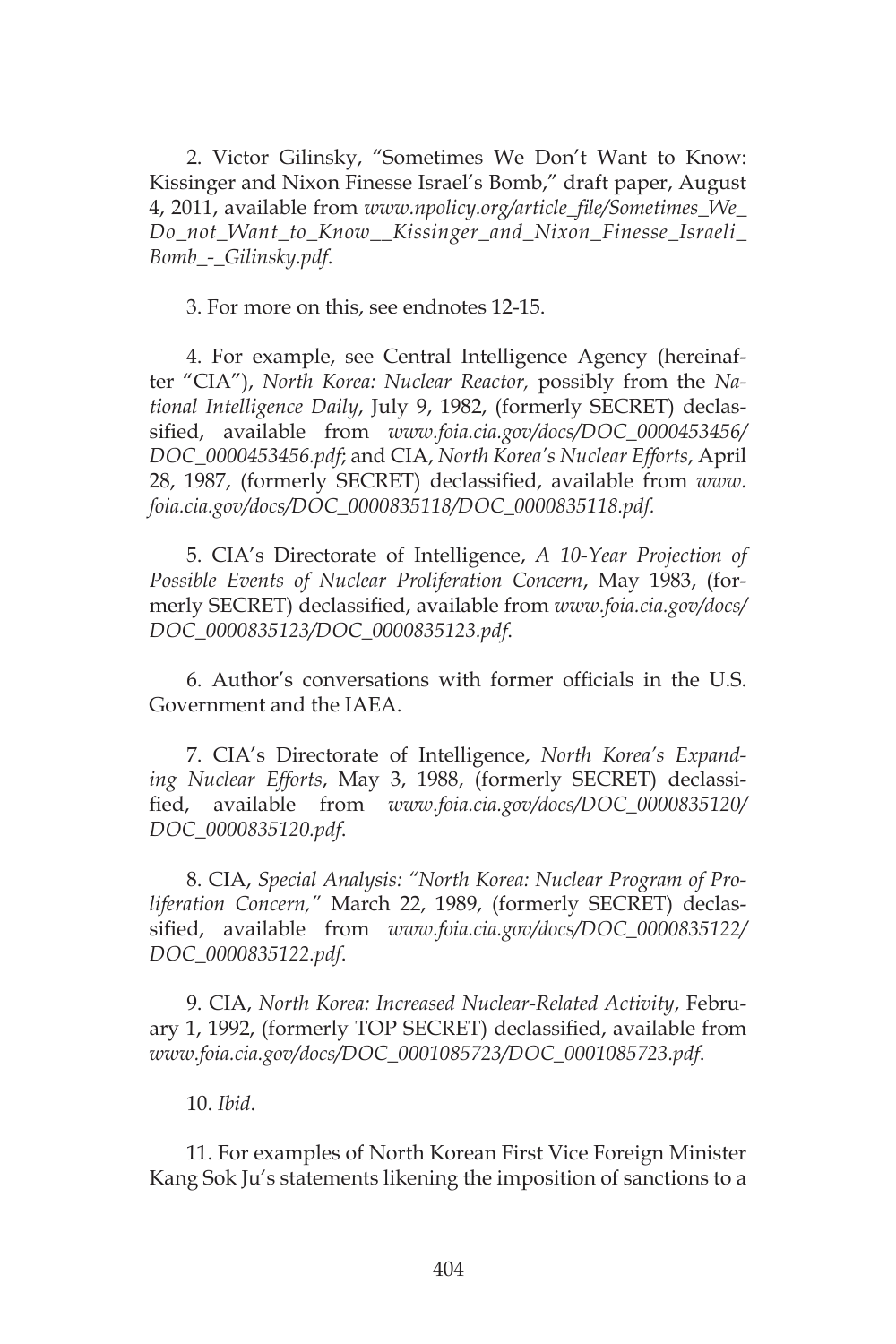2. Victor Gilinsky, "Sometimes We Don't Want to Know: Kissinger and Nixon Finesse Israel's Bomb," draft paper, August 4, 2011, available from *www.npolicy.org/article_file/Sometimes_We_Do_not_Want_to_Know__Kissinger_and_Nixon_Finesse_Israeli_Bomb_-_Gilinsky.pdf*.

3. For more on this, see endnotes 12-15.

4. For example, see Central Intelligence Agency (hereinafter "CIA"), *North Korea: Nuclear Reactor,* possibly from the *National Intelligence Daily*, July 9, 1982, (formerly SECRET) declassified, available from *www.foia.cia.gov/docs/DOC_0000453456/DOC_0000453456.pdf*; and CIA, *North Korea's Nuclear Efforts*, April 28, 1987, (formerly SECRET) declassified, available from *www.foia.cia.gov/docs/DOC_0000835118/DOC_0000835118.pdf.*

5. CIA's Directorate of Intelligence, *A 10-Year Projection of Possible Events of Nuclear Proliferation Concern*, May 1983, (formerly SECRET) declassified, available from *www.foia.cia.gov/docs/DOC_0000835123/DOC_0000835123.pdf*.

6. Author's conversations with former officials in the U.S. Government and the IAEA.

7. CIA's Directorate of Intelligence, *North Korea's Expanding Nuclear Efforts*, May 3, 1988, (formerly SECRET) declassified, available from *www.foia.cia.gov/docs/DOC_0000835120/DOC_0000835120.pdf*.

8. CIA, *Special Analysis: "North Korea: Nuclear Program of Proliferation Concern,"* March 22, 1989, (formerly SECRET) declassified, available from *www.foia.cia.gov/docs/DOC_0000835122/DOC_0000835122.pdf*.

9. CIA, *North Korea: Increased Nuclear-Related Activity*, February 1, 1992, (formerly TOP SECRET) declassified, available from *www.foia.cia.gov/docs/DOC_0001085723/DOC_0001085723.pdf*.

10. *Ibid*.

11. For examples of North Korean First Vice Foreign Minister Kang Sok Ju's statements likening the imposition of sanctions to a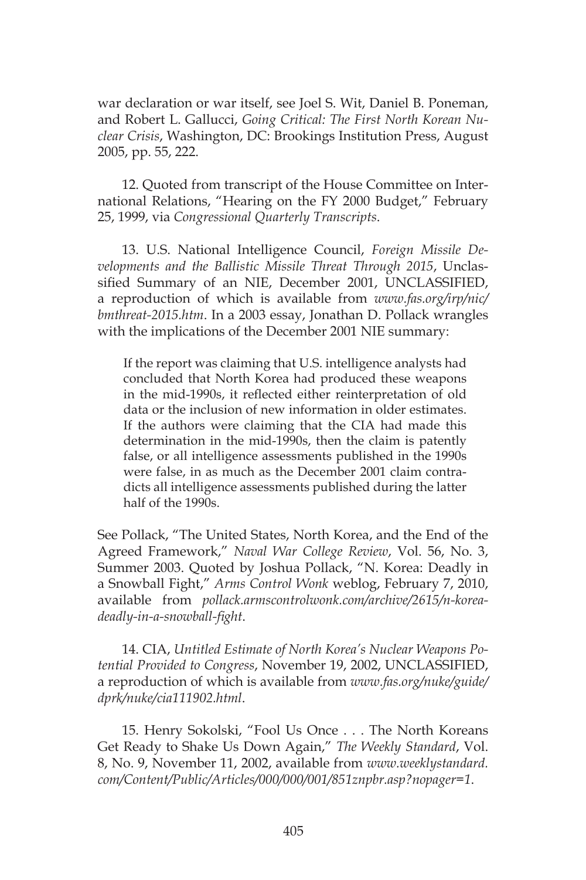war declaration or war itself, see Joel S. Wit, Daniel B. Poneman, and Robert L. Gallucci, *Going Critical: The First North Korean Nuclear Crisis*, Washington, DC: Brookings Institution Press, August 2005, pp. 55, 222.

12. Quoted from transcript of the House Committee on International Relations, "Hearing on the FY 2000 Budget," February 25, 1999, via *Congressional Quarterly Transcripts*.

13. U.S. National Intelligence Council, *Foreign Missile Developments and the Ballistic Missile Threat Through 2015*, Unclassified Summary of an NIE, December 2001, UNCLASSIFIED, a reproduction of which is available from *www.fas.org/irp/nic/bmthreat-2015.htm*. In a 2003 essay, Jonathan D. Pollack wrangles with the implications of the December 2001 NIE summary:

> If the report was claiming that U.S. intelligence analysts had concluded that North Korea had produced these weapons in the mid-1990s, it reflected either reinterpretation of old data or the inclusion of new information in older estimates. If the authors were claiming that the CIA had made this determination in the mid-1990s, then the claim is patently false, or all intelligence assessments published in the 1990s were false, in as much as the December 2001 claim contradicts all intelligence assessments published during the latter half of the 1990s.

See Pollack, "The United States, North Korea, and the End of the Agreed Framework," *Naval War College Review*, Vol. 56, No. 3, Summer 2003. Quoted by Joshua Pollack, "N. Korea: Deadly in a Snowball Fight," *Arms Control Wonk* weblog, February 7, 2010, available from *pollack.armscontrolwonk.com/archive/2615/n-korea-deadly-in-a-snowball-fight*.

14. CIA, *Untitled Estimate of North Korea's Nuclear Weapons Potential Provided to Congress*, November 19, 2002, UNCLASSIFIED, a reproduction of which is available from *www.fas.org/nuke/guide/dprk/nuke/cia111902.html*.

15. Henry Sokolski, "Fool Us Once . . . The North Koreans Get Ready to Shake Us Down Again," *The Weekly Standard*, Vol. 8, No. 9, November 11, 2002, available from *www.weeklystandard.com/Content/Public/Articles/000/000/001/851znpbr.asp?nopager=1*.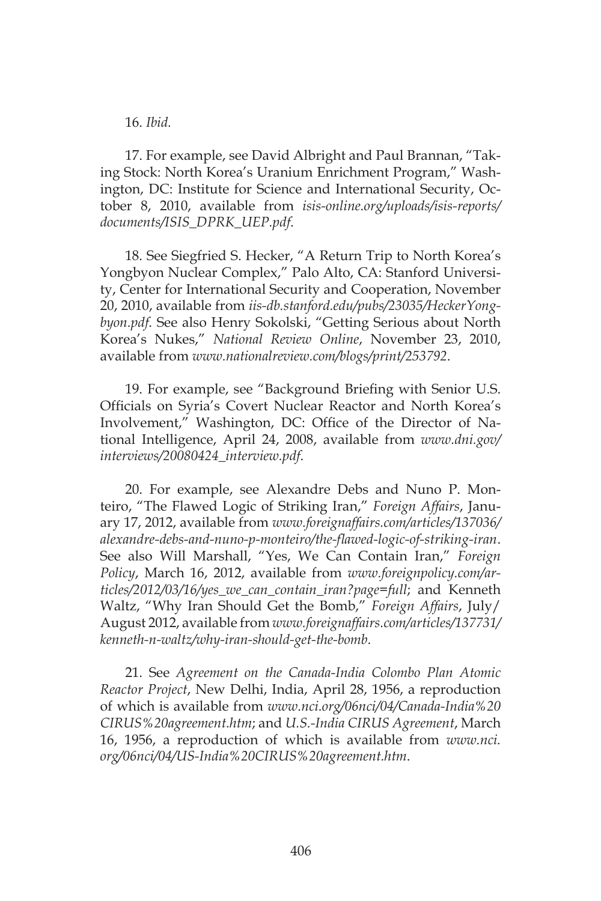16. *Ibid.*

17. For example, see David Albright and Paul Brannan, "Taking Stock: North Korea's Uranium Enrichment Program," Washington, DC: Institute for Science and International Security, October 8, 2010, available from *isis-online.org/uploads/isis-reports/documents/ISIS_DPRK_UEP.pdf*.

18. See Siegfried S. Hecker, "A Return Trip to North Korea's Yongbyon Nuclear Complex," Palo Alto, CA: Stanford University, Center for International Security and Cooperation, November 20, 2010, available from *iis-db.stanford.edu/pubs/23035/HeckerYongbyon.pdf*. See also Henry Sokolski, "Getting Serious about North Korea's Nukes," *National Review Online*, November 23, 2010, available from *www.nationalreview.com/blogs/print/253792*.

19. For example, see "Background Briefing with Senior U.S. Officials on Syria's Covert Nuclear Reactor and North Korea's Involvement," Washington, DC: Office of the Director of National Intelligence, April 24, 2008, available from *www.dni.gov/interviews/20080424_interview.pdf*.

20. For example, see Alexandre Debs and Nuno P. Monteiro, "The Flawed Logic of Striking Iran," *Foreign Affairs*, January 17, 2012, available from *www.foreignaffairs.com/articles/137036/alexandre-debs-and-nuno-p-monteiro/the-flawed-logic-of-striking-iran*. See also Will Marshall, "Yes, We Can Contain Iran," *Foreign Policy*, March 16, 2012, available from *www.foreignpolicy.com/articles/2012/03/16/yes_we_can_contain_iran?page=full*; and Kenneth Waltz, "Why Iran Should Get the Bomb," *Foreign Affairs*, July/August 2012, available from *www.foreignaffairs.com/articles/137731/kenneth-n-waltz/why-iran-should-get-the-bomb*.

21. See *Agreement on the Canada-India Colombo Plan Atomic Reactor Project*, New Delhi, India, April 28, 1956, a reproduction of which is available from *www.nci.org/06nci/04/Canada-India%20CIRUS%20agreement.htm*; and *U.S.-India CIRUS Agreement*, March 16, 1956, a reproduction of which is available from *www.nci.org/06nci/04/US-India%20CIRUS%20agreement.htm*.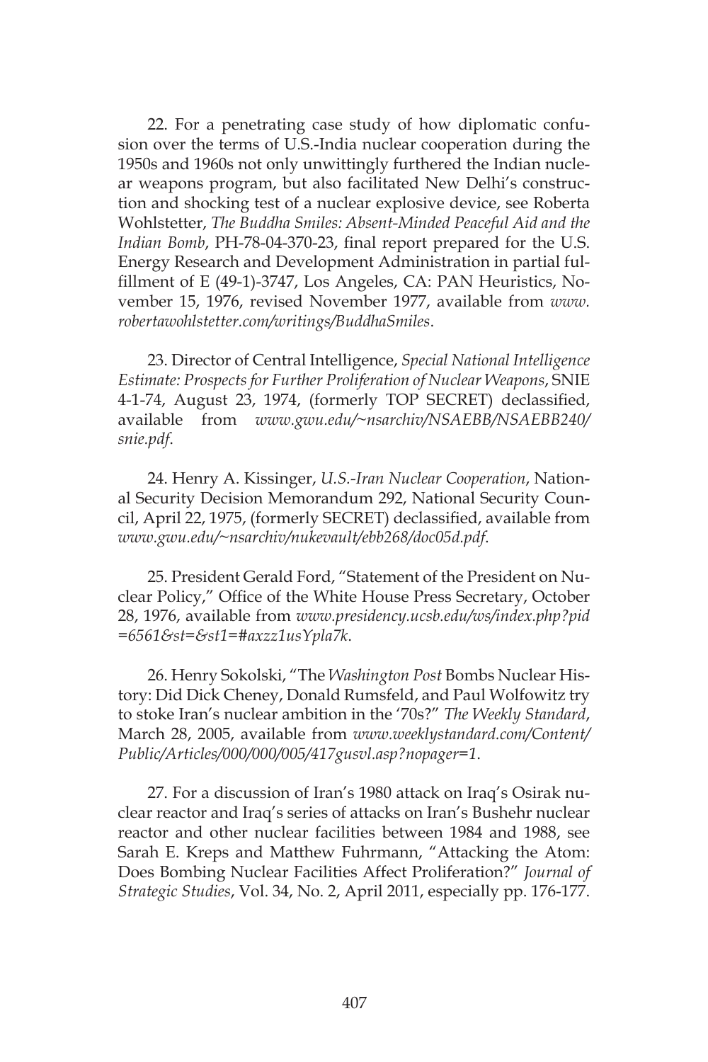22. For a penetrating case study of how diplomatic confusion over the terms of U.S.-India nuclear cooperation during the 1950s and 1960s not only unwittingly furthered the Indian nuclear weapons program, but also facilitated New Delhi's construction and shocking test of a nuclear explosive device, see Roberta Wohlstetter, *The Buddha Smiles: Absent-Minded Peaceful Aid and the Indian Bomb*, PH-78-04-370-23, final report prepared for the U.S. Energy Research and Development Administration in partial fulfillment of E (49-1)-3747, Los Angeles, CA: PAN Heuristics, November 15, 1976, revised November 1977, available from *www.robertawohlstetter.com/writings/BuddhaSmiles*.

23. Director of Central Intelligence, *Special National Intelligence Estimate: Prospects for Further Proliferation of Nuclear Weapons*, SNIE 4-1-74, August 23, 1974, (formerly TOP SECRET) declassified, available from *www.gwu.edu/~nsarchiv/NSAEBB/NSAEBB240/snie.pdf*.

24. Henry A. Kissinger, *U.S.-Iran Nuclear Cooperation*, National Security Decision Memorandum 292, National Security Council, April 22, 1975, (formerly SECRET) declassified, available from *www.gwu.edu/~nsarchiv/nukevault/ebb268/doc05d.pdf*.

25. President Gerald Ford, "Statement of the President on Nuclear Policy," Office of the White House Press Secretary, October 28, 1976, available from *www.presidency.ucsb.edu/ws/index.php?pid=6561&st=&st1=#axzz1usYpla7k*.

26. Henry Sokolski, "The *Washington Post* Bombs Nuclear History: Did Dick Cheney, Donald Rumsfeld, and Paul Wolfowitz try to stoke Iran's nuclear ambition in the '70s?" *The Weekly Standard*, March 28, 2005, available from *www.weeklystandard.com/Content/Public/Articles/000/000/005/417gusvl.asp?nopager=1*.

27. For a discussion of Iran's 1980 attack on Iraq's Osirak nuclear reactor and Iraq's series of attacks on Iran's Bushehr nuclear reactor and other nuclear facilities between 1984 and 1988, see Sarah E. Kreps and Matthew Fuhrmann, "Attacking the Atom: Does Bombing Nuclear Facilities Affect Proliferation?" *Journal of Strategic Studies*, Vol. 34, No. 2, April 2011, especially pp. 176-177.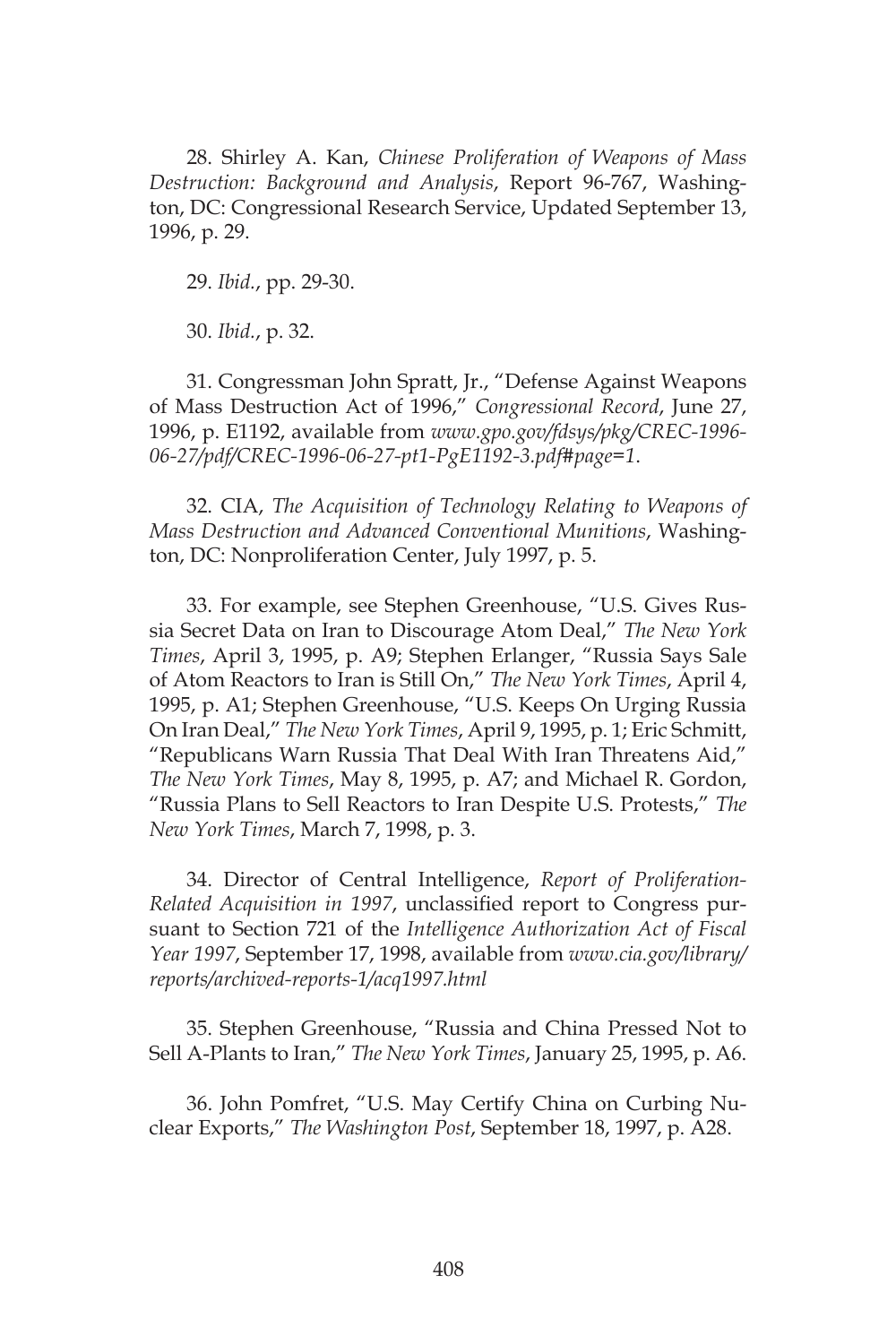28. Shirley A. Kan, *Chinese Proliferation of Weapons of Mass Destruction: Background and Analysis*, Report 96-767, Washington, DC: Congressional Research Service, Updated September 13, 1996, p. 29.

29. *Ibid.*, pp. 29-30.

30. *Ibid.*, p. 32.

31. Congressman John Spratt, Jr., "Defense Against Weapons of Mass Destruction Act of 1996," *Congressional Record*, June 27, 1996, p. E1192, available from *www.gpo.gov/fdsys/pkg/CREC-1996-06-27/pdf/CREC-1996-06-27-pt1-PgE1192-3.pdf#page=1*.

32. CIA, *The Acquisition of Technology Relating to Weapons of Mass Destruction and Advanced Conventional Munitions*, Washington, DC: Nonproliferation Center, July 1997, p. 5.

33. For example, see Stephen Greenhouse, "U.S. Gives Russia Secret Data on Iran to Discourage Atom Deal," *The New York Times*, April 3, 1995, p. A9; Stephen Erlanger, "Russia Says Sale of Atom Reactors to Iran is Still On," *The New York Times*, April 4, 1995, p. A1; Stephen Greenhouse, "U.S. Keeps On Urging Russia On Iran Deal," *The New York Times*, April 9, 1995, p. 1; Eric Schmitt, "Republicans Warn Russia That Deal With Iran Threatens Aid," *The New York Times*, May 8, 1995, p. A7; and Michael R. Gordon, "Russia Plans to Sell Reactors to Iran Despite U.S. Protests," *The New York Times*, March 7, 1998, p. 3.

34. Director of Central Intelligence, *Report of Proliferation-Related Acquisition in 1997*, unclassified report to Congress pursuant to Section 721 of the *Intelligence Authorization Act of Fiscal Year 1997*, September 17, 1998, available from *www.cia.gov/library/reports/archived-reports-1/acq1997.html*

35. Stephen Greenhouse, "Russia and China Pressed Not to Sell A-Plants to Iran," *The New York Times*, January 25, 1995, p. A6.

36. John Pomfret, "U.S. May Certify China on Curbing Nuclear Exports," *The Washington Post*, September 18, 1997, p. A28.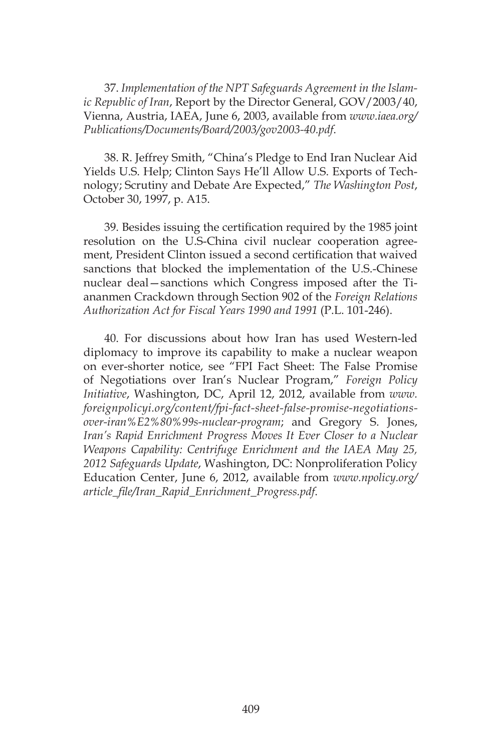37. *Implementation of the NPT Safeguards Agreement in the Islamic Republic of Iran*, Report by the Director General, GOV/2003/40, Vienna, Austria, IAEA, June 6, 2003, available from *www.iaea.org/Publications/Documents/Board/2003/gov2003-40.pdf*.

38. R. Jeffrey Smith, "China's Pledge to End Iran Nuclear Aid Yields U.S. Help; Clinton Says He'll Allow U.S. Exports of Technology; Scrutiny and Debate Are Expected," *The Washington Post*, October 30, 1997, p. A15.

39. Besides issuing the certification required by the 1985 joint resolution on the U.S-China civil nuclear cooperation agreement, President Clinton issued a second certification that waived sanctions that blocked the implementation of the U.S.-Chinese nuclear deal—sanctions which Congress imposed after the Tiananmen Crackdown through Section 902 of the *Foreign Relations Authorization Act for Fiscal Years 1990 and 1991* (P.L. 101-246).

40. For discussions about how Iran has used Western-led diplomacy to improve its capability to make a nuclear weapon on ever-shorter notice, see "FPI Fact Sheet: The False Promise of Negotiations over Iran's Nuclear Program," *Foreign Policy Initiative*, Washington, DC, April 12, 2012, available from *www.foreignpolicyi.org/content/fpi-fact-sheet-false-promise-negotiations-over-iran%E2%80%99s-nuclear-program*; and Gregory S. Jones, *Iran's Rapid Enrichment Progress Moves It Ever Closer to a Nuclear Weapons Capability: Centrifuge Enrichment and the IAEA May 25, 2012 Safeguards Update*, Washington, DC: Nonproliferation Policy Education Center, June 6, 2012, available from *www.npolicy.org/article_file/Iran_Rapid_Enrichment_Progress.pdf*.